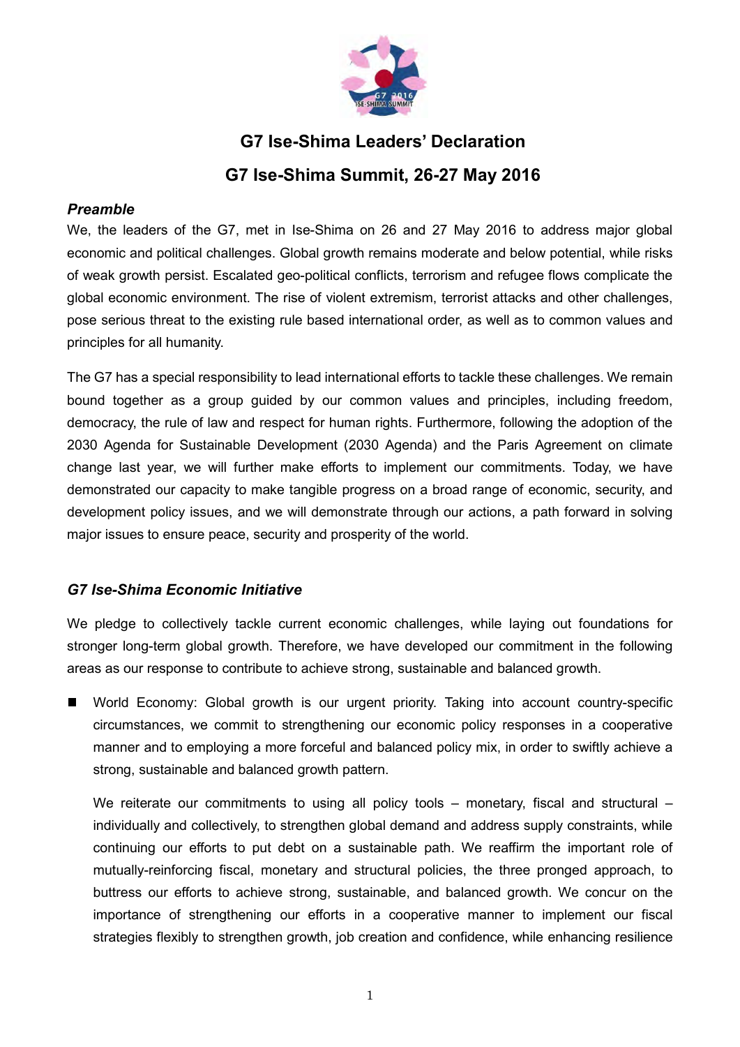# G7 Ise-Shima Leaders' Declaration

## G7 Ise-Shima Summit, 26-27 May 2016

### *Preamble*

We, the leaders of the G7, met in Ise-Shima on 26 and 27 May 2016 to address major global economic and political challenges. Global growth remains moderate and below potential, while risks of weak growth persist. Escalated geo-political conflicts, terrorism and refugee flows complicate the global economic environment. The rise of violent extremism, terrorist attacks and other challenges, pose serious threat to the existing rule based international order, as well as to common values and principles for all humanity.

The G7 has a special responsibility to lead international efforts to tackle these challenges. We remain bound together as a group guided by our common values and principles, including freedom, democracy, the rule of law and respect for human rights. Furthermore, following the adoption of the 2030 Agenda for Sustainable Development (2030 Agenda) and the Paris Agreement on climate change last year, we will further make efforts to implement our commitments. Today, we have demonstrated our capacity to make tangible progress on a broad range of economic, security, and development policy issues, and we will demonstrate through our actions, a path forward in solving major issues to ensure peace, security and prosperity of the world.

### *G7 Ise-Shima Economic Initiative*

We pledge to collectively tackle current economic challenges, while laying out foundations for stronger long-term global growth. Therefore, we have developed our commitment in the following areas as our response to contribute to achieve strong, sustainable and balanced growth.

- World Economy: Global growth is our urgent priority. Taking into account country-specific circumstances, we commit to strengthening our economic policy responses in a cooperative manner and to employing a more forceful and balanced policy mix, in order to swiftly achieve a strong, sustainable and balanced growth pattern.

  We reiterate our commitments to using all policy tools – monetary, fiscal and structural – individually and collectively, to strengthen global demand and address supply constraints, while continuing our efforts to put debt on a sustainable path. We reaffirm the important role of mutually-reinforcing fiscal, monetary and structural policies, the three pronged approach, to buttress our efforts to achieve strong, sustainable, and balanced growth. We concur on the importance of strengthening our efforts in a cooperative manner to implement our fiscal strategies flexibly to strengthen growth, job creation and confidence, while enhancing resilience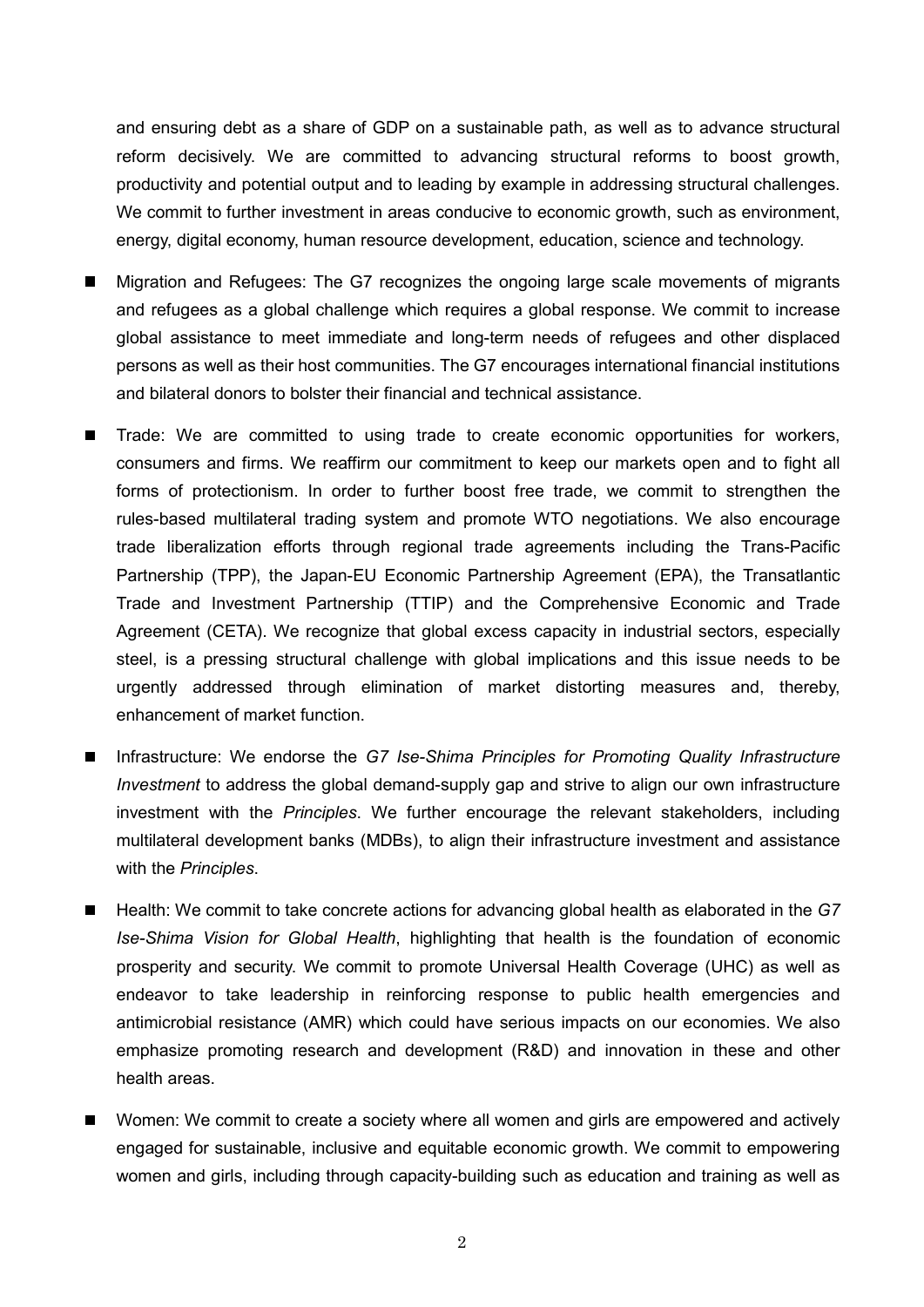and ensuring debt as a share of GDP on a sustainable path, as well as to advance structural reform decisively. We are committed to advancing structural reforms to boost growth, productivity and potential output and to leading by example in addressing structural challenges. We commit to further investment in areas conducive to economic growth, such as environment, energy, digital economy, human resource development, education, science and technology.

- Migration and Refugees: The G7 recognizes the ongoing large scale movements of migrants and refugees as a global challenge which requires a global response. We commit to increase global assistance to meet immediate and long-term needs of refugees and other displaced persons as well as their host communities. The G7 encourages international financial institutions and bilateral donors to bolster their financial and technical assistance.
- Trade: We are committed to using trade to create economic opportunities for workers, consumers and firms. We reaffirm our commitment to keep our markets open and to fight all forms of protectionism. In order to further boost free trade, we commit to strengthen the rules-based multilateral trading system and promote WTO negotiations. We also encourage trade liberalization efforts through regional trade agreements including the Trans-Pacific Partnership (TPP), the Japan-EU Economic Partnership Agreement (EPA), the Transatlantic Trade and Investment Partnership (TTIP) and the Comprehensive Economic and Trade Agreement (CETA). We recognize that global excess capacity in industrial sectors, especially steel, is a pressing structural challenge with global implications and this issue needs to be urgently addressed through elimination of market distorting measures and, thereby, enhancement of market function.
- Infrastructure: We endorse the *G7 Ise-Shima Principles for Promoting Quality Infrastructure Investment* to address the global demand-supply gap and strive to align our own infrastructure investment with the *Principles*. We further encourage the relevant stakeholders, including multilateral development banks (MDBs), to align their infrastructure investment and assistance with the *Principles*.
- Health: We commit to take concrete actions for advancing global health as elaborated in the *G7 Ise-Shima Vision for Global Health*, highlighting that health is the foundation of economic prosperity and security. We commit to promote Universal Health Coverage (UHC) as well as endeavor to take leadership in reinforcing response to public health emergencies and antimicrobial resistance (AMR) which could have serious impacts on our economies. We also emphasize promoting research and development (R&D) and innovation in these and other health areas.
- Women: We commit to create a society where all women and girls are empowered and actively engaged for sustainable, inclusive and equitable economic growth. We commit to empowering women and girls, including through capacity-building such as education and training as well as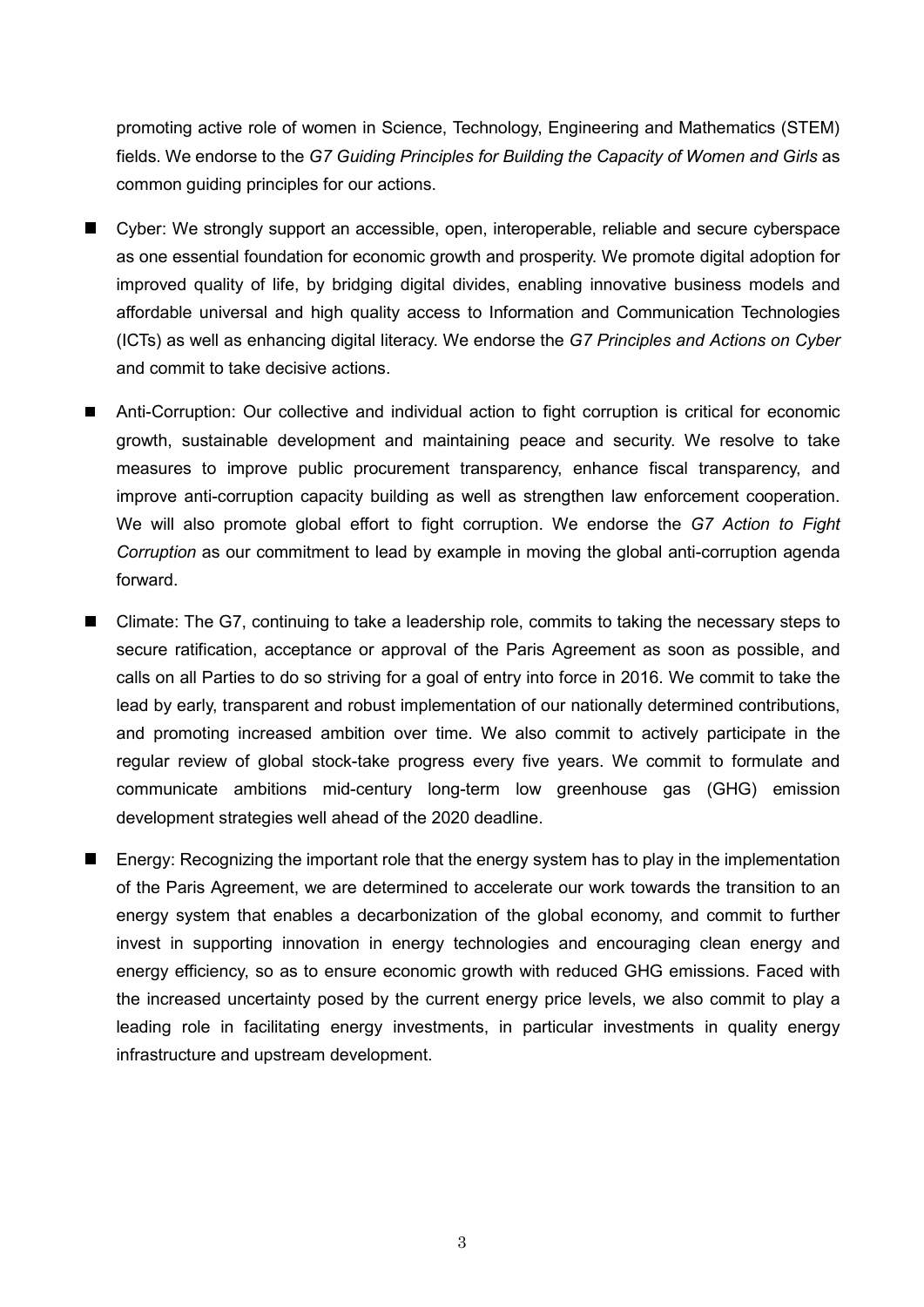promoting active role of women in Science, Technology, Engineering and Mathematics (STEM) fields. We endorse to the *G7 Guiding Principles for Building the Capacity of Women and Girls* as common guiding principles for our actions.

- Cyber: We strongly support an accessible, open, interoperable, reliable and secure cyberspace as one essential foundation for economic growth and prosperity. We promote digital adoption for improved quality of life, by bridging digital divides, enabling innovative business models and affordable universal and high quality access to Information and Communication Technologies (ICTs) as well as enhancing digital literacy. We endorse the *G7 Principles and Actions on Cyber* and commit to take decisive actions.

- Anti-Corruption: Our collective and individual action to fight corruption is critical for economic growth, sustainable development and maintaining peace and security. We resolve to take measures to improve public procurement transparency, enhance fiscal transparency, and improve anti-corruption capacity building as well as strengthen law enforcement cooperation. We will also promote global effort to fight corruption. We endorse the *G7 Action to Fight Corruption* as our commitment to lead by example in moving the global anti-corruption agenda forward.

- Climate: The G7, continuing to take a leadership role, commits to taking the necessary steps to secure ratification, acceptance or approval of the Paris Agreement as soon as possible, and calls on all Parties to do so striving for a goal of entry into force in 2016. We commit to take the lead by early, transparent and robust implementation of our nationally determined contributions, and promoting increased ambition over time. We also commit to actively participate in the regular review of global stock-take progress every five years. We commit to formulate and communicate ambitions mid-century long-term low greenhouse gas (GHG) emission development strategies well ahead of the 2020 deadline.

- Energy: Recognizing the important role that the energy system has to play in the implementation of the Paris Agreement, we are determined to accelerate our work towards the transition to an energy system that enables a decarbonization of the global economy, and commit to further invest in supporting innovation in energy technologies and encouraging clean energy and energy efficiency, so as to ensure economic growth with reduced GHG emissions. Faced with the increased uncertainty posed by the current energy price levels, we also commit to play a leading role in facilitating energy investments, in particular investments in quality energy infrastructure and upstream development.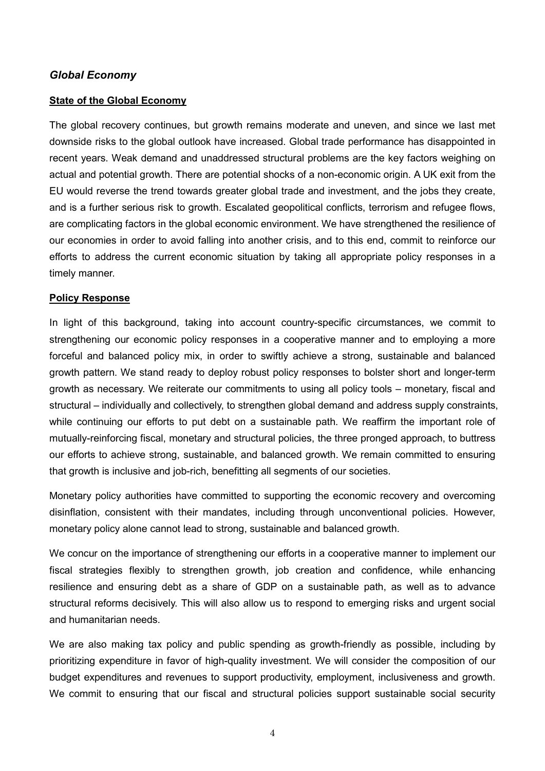## *Global Economy*

### State of the Global Economy

The global recovery continues, but growth remains moderate and uneven, and since we last met downside risks to the global outlook have increased. Global trade performance has disappointed in recent years. Weak demand and unaddressed structural problems are the key factors weighing on actual and potential growth. There are potential shocks of a non-economic origin. A UK exit from the EU would reverse the trend towards greater global trade and investment, and the jobs they create, and is a further serious risk to growth. Escalated geopolitical conflicts, terrorism and refugee flows, are complicating factors in the global economic environment. We have strengthened the resilience of our economies in order to avoid falling into another crisis, and to this end, commit to reinforce our efforts to address the current economic situation by taking all appropriate policy responses in a timely manner.

### Policy Response

In light of this background, taking into account country-specific circumstances, we commit to strengthening our economic policy responses in a cooperative manner and to employing a more forceful and balanced policy mix, in order to swiftly achieve a strong, sustainable and balanced growth pattern. We stand ready to deploy robust policy responses to bolster short and longer-term growth as necessary. We reiterate our commitments to using all policy tools – monetary, fiscal and structural – individually and collectively, to strengthen global demand and address supply constraints, while continuing our efforts to put debt on a sustainable path. We reaffirm the important role of mutually-reinforcing fiscal, monetary and structural policies, the three pronged approach, to buttress our efforts to achieve strong, sustainable, and balanced growth. We remain committed to ensuring that growth is inclusive and job-rich, benefitting all segments of our societies.

Monetary policy authorities have committed to supporting the economic recovery and overcoming disinflation, consistent with their mandates, including through unconventional policies. However, monetary policy alone cannot lead to strong, sustainable and balanced growth.

We concur on the importance of strengthening our efforts in a cooperative manner to implement our fiscal strategies flexibly to strengthen growth, job creation and confidence, while enhancing resilience and ensuring debt as a share of GDP on a sustainable path, as well as to advance structural reforms decisively. This will also allow us to respond to emerging risks and urgent social and humanitarian needs.

We are also making tax policy and public spending as growth-friendly as possible, including by prioritizing expenditure in favor of high-quality investment. We will consider the composition of our budget expenditures and revenues to support productivity, employment, inclusiveness and growth. We commit to ensuring that our fiscal and structural policies support sustainable social security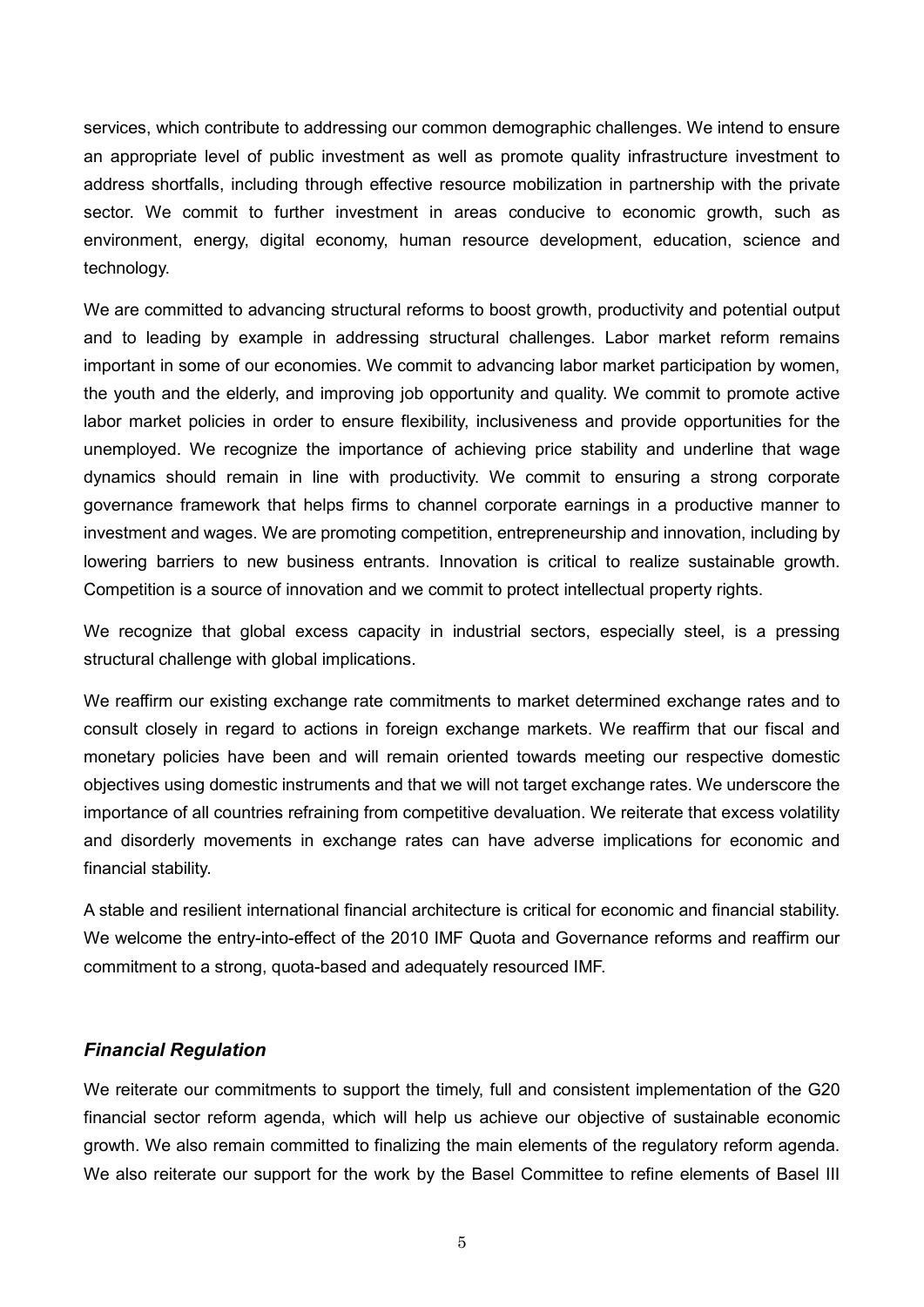services, which contribute to addressing our common demographic challenges. We intend to ensure an appropriate level of public investment as well as promote quality infrastructure investment to address shortfalls, including through effective resource mobilization in partnership with the private sector. We commit to further investment in areas conducive to economic growth, such as environment, energy, digital economy, human resource development, education, science and technology.

We are committed to advancing structural reforms to boost growth, productivity and potential output and to leading by example in addressing structural challenges. Labor market reform remains important in some of our economies. We commit to advancing labor market participation by women, the youth and the elderly, and improving job opportunity and quality. We commit to promote active labor market policies in order to ensure flexibility, inclusiveness and provide opportunities for the unemployed. We recognize the importance of achieving price stability and underline that wage dynamics should remain in line with productivity. We commit to ensuring a strong corporate governance framework that helps firms to channel corporate earnings in a productive manner to investment and wages. We are promoting competition, entrepreneurship and innovation, including by lowering barriers to new business entrants. Innovation is critical to realize sustainable growth. Competition is a source of innovation and we commit to protect intellectual property rights.

We recognize that global excess capacity in industrial sectors, especially steel, is a pressing structural challenge with global implications.

We reaffirm our existing exchange rate commitments to market determined exchange rates and to consult closely in regard to actions in foreign exchange markets. We reaffirm that our fiscal and monetary policies have been and will remain oriented towards meeting our respective domestic objectives using domestic instruments and that we will not target exchange rates. We underscore the importance of all countries refraining from competitive devaluation. We reiterate that excess volatility and disorderly movements in exchange rates can have adverse implications for economic and financial stability.

A stable and resilient international financial architecture is critical for economic and financial stability. We welcome the entry-into-effect of the 2010 IMF Quota and Governance reforms and reaffirm our commitment to a strong, quota-based and adequately resourced IMF.

### *Financial Regulation*

We reiterate our commitments to support the timely, full and consistent implementation of the G20 financial sector reform agenda, which will help us achieve our objective of sustainable economic growth. We also remain committed to finalizing the main elements of the regulatory reform agenda. We also reiterate our support for the work by the Basel Committee to refine elements of Basel III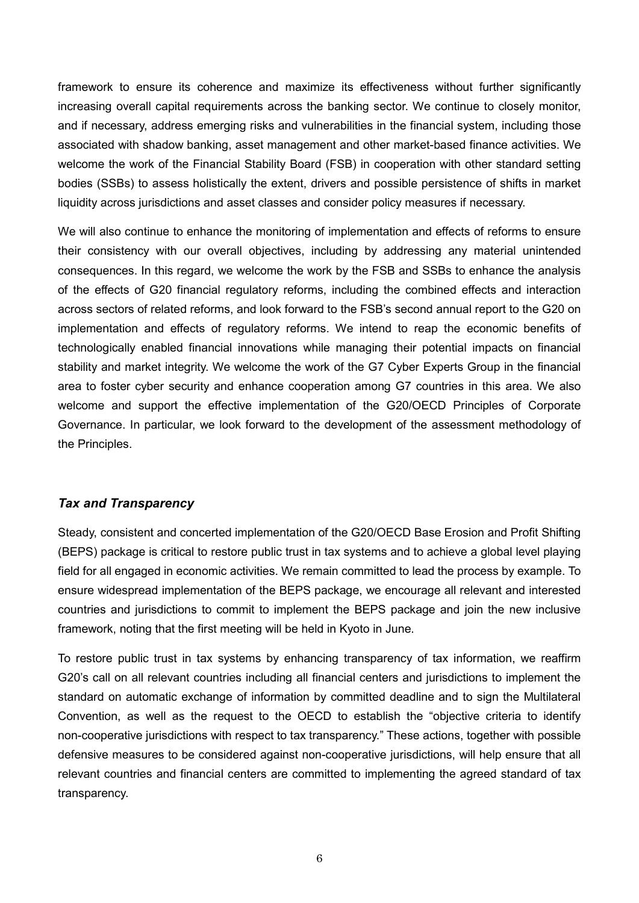framework to ensure its coherence and maximize its effectiveness without further significantly increasing overall capital requirements across the banking sector. We continue to closely monitor, and if necessary, address emerging risks and vulnerabilities in the financial system, including those associated with shadow banking, asset management and other market-based finance activities. We welcome the work of the Financial Stability Board (FSB) in cooperation with other standard setting bodies (SSBs) to assess holistically the extent, drivers and possible persistence of shifts in market liquidity across jurisdictions and asset classes and consider policy measures if necessary.

We will also continue to enhance the monitoring of implementation and effects of reforms to ensure their consistency with our overall objectives, including by addressing any material unintended consequences. In this regard, we welcome the work by the FSB and SSBs to enhance the analysis of the effects of G20 financial regulatory reforms, including the combined effects and interaction across sectors of related reforms, and look forward to the FSB's second annual report to the G20 on implementation and effects of regulatory reforms. We intend to reap the economic benefits of technologically enabled financial innovations while managing their potential impacts on financial stability and market integrity. We welcome the work of the G7 Cyber Experts Group in the financial area to foster cyber security and enhance cooperation among G7 countries in this area. We also welcome and support the effective implementation of the G20/OECD Principles of Corporate Governance. In particular, we look forward to the development of the assessment methodology of the Principles.

### *Tax and Transparency*

Steady, consistent and concerted implementation of the G20/OECD Base Erosion and Profit Shifting (BEPS) package is critical to restore public trust in tax systems and to achieve a global level playing field for all engaged in economic activities. We remain committed to lead the process by example. To ensure widespread implementation of the BEPS package, we encourage all relevant and interested countries and jurisdictions to commit to implement the BEPS package and join the new inclusive framework, noting that the first meeting will be held in Kyoto in June.

To restore public trust in tax systems by enhancing transparency of tax information, we reaffirm G20's call on all relevant countries including all financial centers and jurisdictions to implement the standard on automatic exchange of information by committed deadline and to sign the Multilateral Convention, as well as the request to the OECD to establish the "objective criteria to identify non-cooperative jurisdictions with respect to tax transparency." These actions, together with possible defensive measures to be considered against non-cooperative jurisdictions, will help ensure that all relevant countries and financial centers are committed to implementing the agreed standard of tax transparency.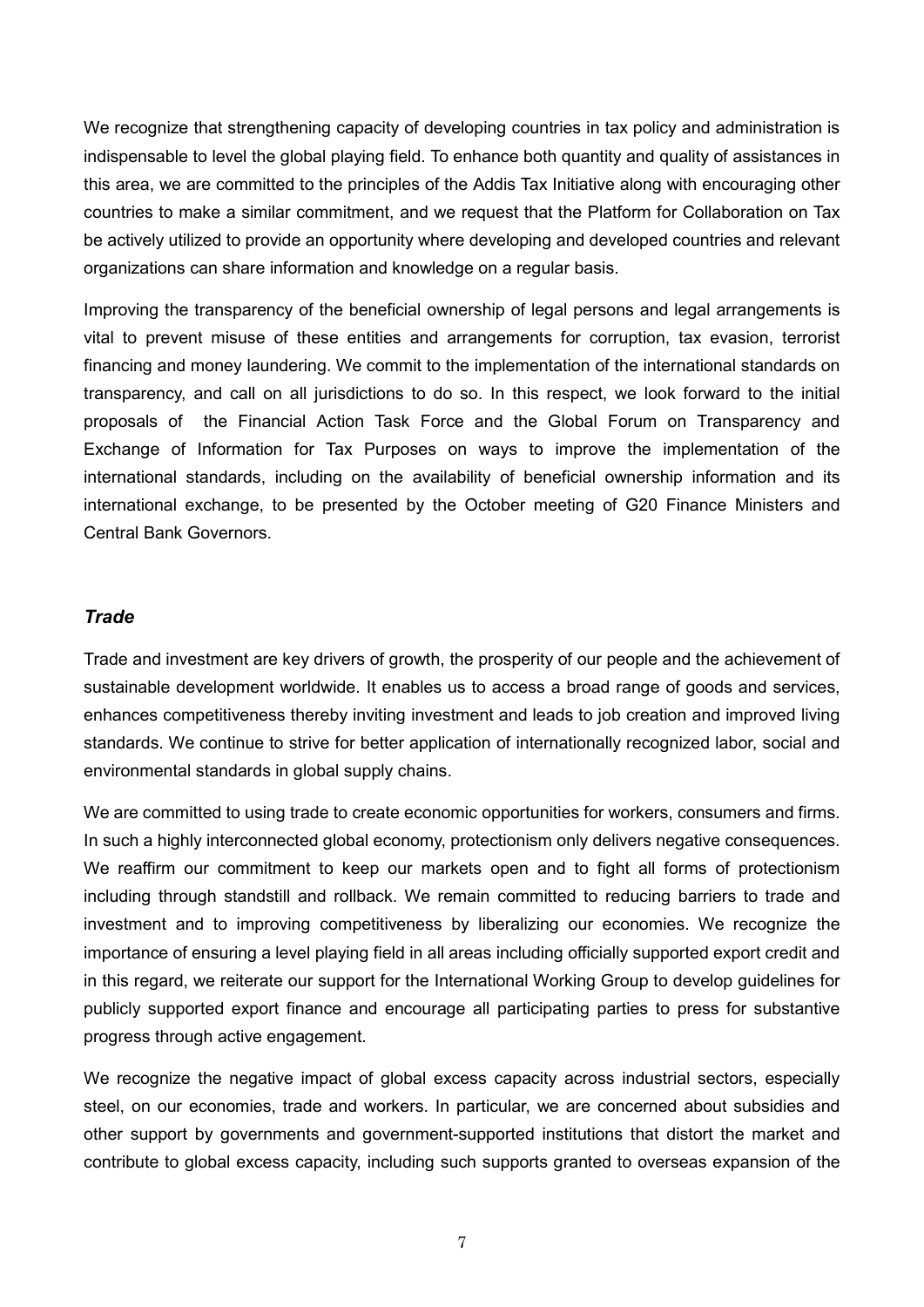We recognize that strengthening capacity of developing countries in tax policy and administration is indispensable to level the global playing field. To enhance both quantity and quality of assistances in this area, we are committed to the principles of the Addis Tax Initiative along with encouraging other countries to make a similar commitment, and we request that the Platform for Collaboration on Tax be actively utilized to provide an opportunity where developing and developed countries and relevant organizations can share information and knowledge on a regular basis.

Improving the transparency of the beneficial ownership of legal persons and legal arrangements is vital to prevent misuse of these entities and arrangements for corruption, tax evasion, terrorist financing and money laundering. We commit to the implementation of the international standards on transparency, and call on all jurisdictions to do so. In this respect, we look forward to the initial proposals of the Financial Action Task Force and the Global Forum on Transparency and Exchange of Information for Tax Purposes on ways to improve the implementation of the international standards, including on the availability of beneficial ownership information and its international exchange, to be presented by the October meeting of G20 Finance Ministers and Central Bank Governors.

### *Trade*

Trade and investment are key drivers of growth, the prosperity of our people and the achievement of sustainable development worldwide. It enables us to access a broad range of goods and services, enhances competitiveness thereby inviting investment and leads to job creation and improved living standards. We continue to strive for better application of internationally recognized labor, social and environmental standards in global supply chains.

We are committed to using trade to create economic opportunities for workers, consumers and firms. In such a highly interconnected global economy, protectionism only delivers negative consequences. We reaffirm our commitment to keep our markets open and to fight all forms of protectionism including through standstill and rollback. We remain committed to reducing barriers to trade and investment and to improving competitiveness by liberalizing our economies. We recognize the importance of ensuring a level playing field in all areas including officially supported export credit and in this regard, we reiterate our support for the International Working Group to develop guidelines for publicly supported export finance and encourage all participating parties to press for substantive progress through active engagement.

We recognize the negative impact of global excess capacity across industrial sectors, especially steel, on our economies, trade and workers. In particular, we are concerned about subsidies and other support by governments and government-supported institutions that distort the market and contribute to global excess capacity, including such supports granted to overseas expansion of the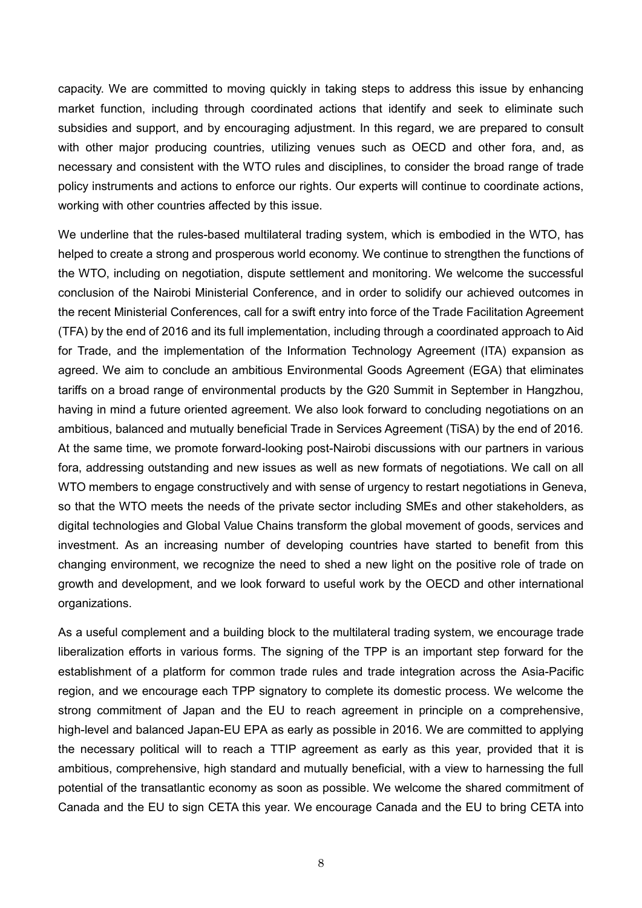capacity. We are committed to moving quickly in taking steps to address this issue by enhancing market function, including through coordinated actions that identify and seek to eliminate such subsidies and support, and by encouraging adjustment. In this regard, we are prepared to consult with other major producing countries, utilizing venues such as OECD and other fora, and, as necessary and consistent with the WTO rules and disciplines, to consider the broad range of trade policy instruments and actions to enforce our rights. Our experts will continue to coordinate actions, working with other countries affected by this issue.

We underline that the rules-based multilateral trading system, which is embodied in the WTO, has helped to create a strong and prosperous world economy. We continue to strengthen the functions of the WTO, including on negotiation, dispute settlement and monitoring. We welcome the successful conclusion of the Nairobi Ministerial Conference, and in order to solidify our achieved outcomes in the recent Ministerial Conferences, call for a swift entry into force of the Trade Facilitation Agreement (TFA) by the end of 2016 and its full implementation, including through a coordinated approach to Aid for Trade, and the implementation of the Information Technology Agreement (ITA) expansion as agreed. We aim to conclude an ambitious Environmental Goods Agreement (EGA) that eliminates tariffs on a broad range of environmental products by the G20 Summit in September in Hangzhou, having in mind a future oriented agreement. We also look forward to concluding negotiations on an ambitious, balanced and mutually beneficial Trade in Services Agreement (TiSA) by the end of 2016. At the same time, we promote forward-looking post-Nairobi discussions with our partners in various fora, addressing outstanding and new issues as well as new formats of negotiations. We call on all WTO members to engage constructively and with sense of urgency to restart negotiations in Geneva, so that the WTO meets the needs of the private sector including SMEs and other stakeholders, as digital technologies and Global Value Chains transform the global movement of goods, services and investment. As an increasing number of developing countries have started to benefit from this changing environment, we recognize the need to shed a new light on the positive role of trade on growth and development, and we look forward to useful work by the OECD and other international organizations.

As a useful complement and a building block to the multilateral trading system, we encourage trade liberalization efforts in various forms. The signing of the TPP is an important step forward for the establishment of a platform for common trade rules and trade integration across the Asia-Pacific region, and we encourage each TPP signatory to complete its domestic process. We welcome the strong commitment of Japan and the EU to reach agreement in principle on a comprehensive, high-level and balanced Japan-EU EPA as early as possible in 2016. We are committed to applying the necessary political will to reach a TTIP agreement as early as this year, provided that it is ambitious, comprehensive, high standard and mutually beneficial, with a view to harnessing the full potential of the transatlantic economy as soon as possible. We welcome the shared commitment of Canada and the EU to sign CETA this year. We encourage Canada and the EU to bring CETA into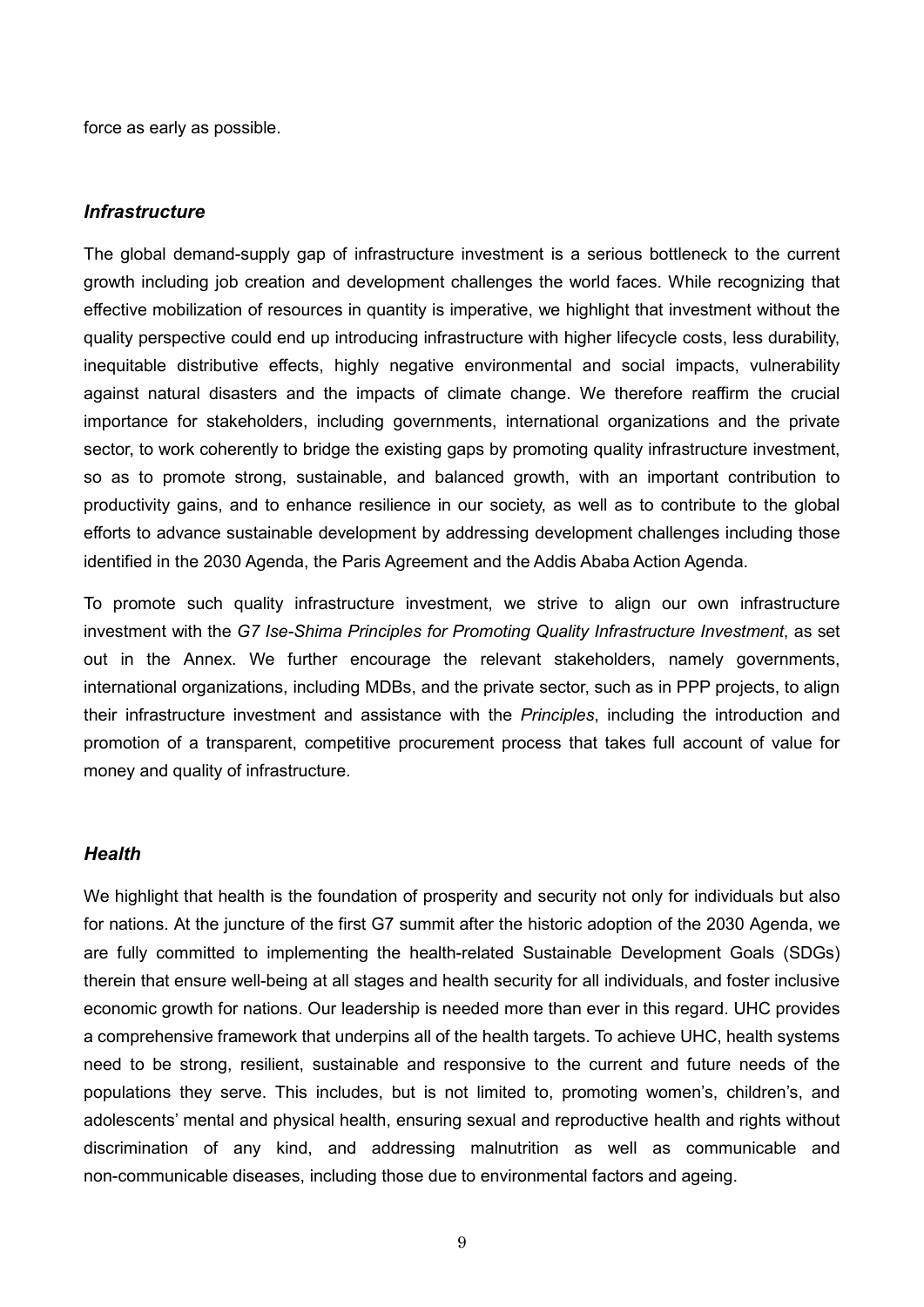force as early as possible.

### *Infrastructure*

The global demand-supply gap of infrastructure investment is a serious bottleneck to the current growth including job creation and development challenges the world faces. While recognizing that effective mobilization of resources in quantity is imperative, we highlight that investment without the quality perspective could end up introducing infrastructure with higher lifecycle costs, less durability, inequitable distributive effects, highly negative environmental and social impacts, vulnerability against natural disasters and the impacts of climate change. We therefore reaffirm the crucial importance for stakeholders, including governments, international organizations and the private sector, to work coherently to bridge the existing gaps by promoting quality infrastructure investment, so as to promote strong, sustainable, and balanced growth, with an important contribution to productivity gains, and to enhance resilience in our society, as well as to contribute to the global efforts to advance sustainable development by addressing development challenges including those identified in the 2030 Agenda, the Paris Agreement and the Addis Ababa Action Agenda.

To promote such quality infrastructure investment, we strive to align our own infrastructure investment with the *G7 Ise-Shima Principles for Promoting Quality Infrastructure Investment*, as set out in the Annex. We further encourage the relevant stakeholders, namely governments, international organizations, including MDBs, and the private sector, such as in PPP projects, to align their infrastructure investment and assistance with the *Principles*, including the introduction and promotion of a transparent, competitive procurement process that takes full account of value for money and quality of infrastructure.

### *Health*

We highlight that health is the foundation of prosperity and security not only for individuals but also for nations. At the juncture of the first G7 summit after the historic adoption of the 2030 Agenda, we are fully committed to implementing the health-related Sustainable Development Goals (SDGs) therein that ensure well-being at all stages and health security for all individuals, and foster inclusive economic growth for nations. Our leadership is needed more than ever in this regard. UHC provides a comprehensive framework that underpins all of the health targets. To achieve UHC, health systems need to be strong, resilient, sustainable and responsive to the current and future needs of the populations they serve. This includes, but is not limited to, promoting women's, children's, and adolescents' mental and physical health, ensuring sexual and reproductive health and rights without discrimination of any kind, and addressing malnutrition as well as communicable and non-communicable diseases, including those due to environmental factors and ageing.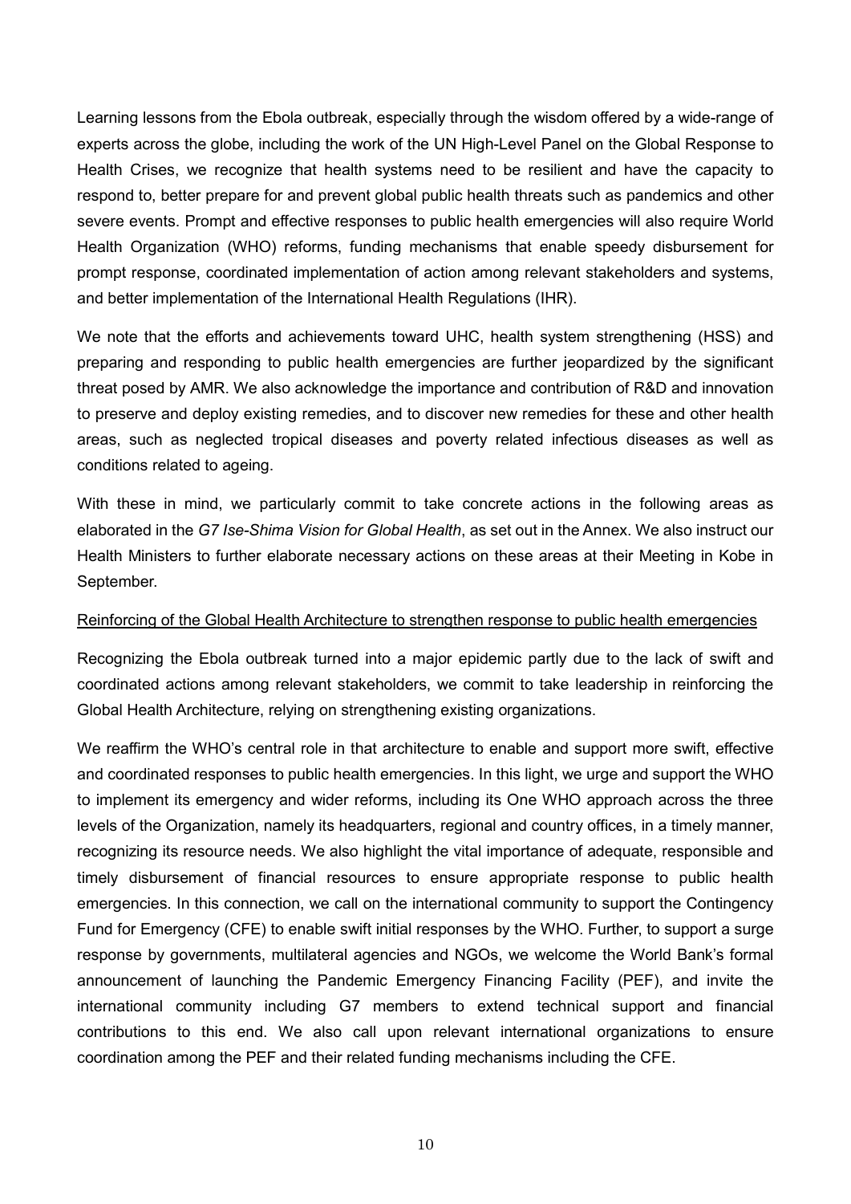Learning lessons from the Ebola outbreak, especially through the wisdom offered by a wide-range of experts across the globe, including the work of the UN High-Level Panel on the Global Response to Health Crises, we recognize that health systems need to be resilient and have the capacity to respond to, better prepare for and prevent global public health threats such as pandemics and other severe events. Prompt and effective responses to public health emergencies will also require World Health Organization (WHO) reforms, funding mechanisms that enable speedy disbursement for prompt response, coordinated implementation of action among relevant stakeholders and systems, and better implementation of the International Health Regulations (IHR).

We note that the efforts and achievements toward UHC, health system strengthening (HSS) and preparing and responding to public health emergencies are further jeopardized by the significant threat posed by AMR. We also acknowledge the importance and contribution of R&D and innovation to preserve and deploy existing remedies, and to discover new remedies for these and other health areas, such as neglected tropical diseases and poverty related infectious diseases as well as conditions related to ageing.

With these in mind, we particularly commit to take concrete actions in the following areas as elaborated in the *G7 Ise-Shima Vision for Global Health*, as set out in the Annex. We also instruct our Health Ministers to further elaborate necessary actions on these areas at their Meeting in Kobe in September.

<u>Reinforcing of the Global Health Architecture to strengthen response to public health emergencies</u>

Recognizing the Ebola outbreak turned into a major epidemic partly due to the lack of swift and coordinated actions among relevant stakeholders, we commit to take leadership in reinforcing the Global Health Architecture, relying on strengthening existing organizations.

We reaffirm the WHO's central role in that architecture to enable and support more swift, effective and coordinated responses to public health emergencies. In this light, we urge and support the WHO to implement its emergency and wider reforms, including its One WHO approach across the three levels of the Organization, namely its headquarters, regional and country offices, in a timely manner, recognizing its resource needs. We also highlight the vital importance of adequate, responsible and timely disbursement of financial resources to ensure appropriate response to public health emergencies. In this connection, we call on the international community to support the Contingency Fund for Emergency (CFE) to enable swift initial responses by the WHO. Further, to support a surge response by governments, multilateral agencies and NGOs, we welcome the World Bank's formal announcement of launching the Pandemic Emergency Financing Facility (PEF), and invite the international community including G7 members to extend technical support and financial contributions to this end. We also call upon relevant international organizations to ensure coordination among the PEF and their related funding mechanisms including the CFE.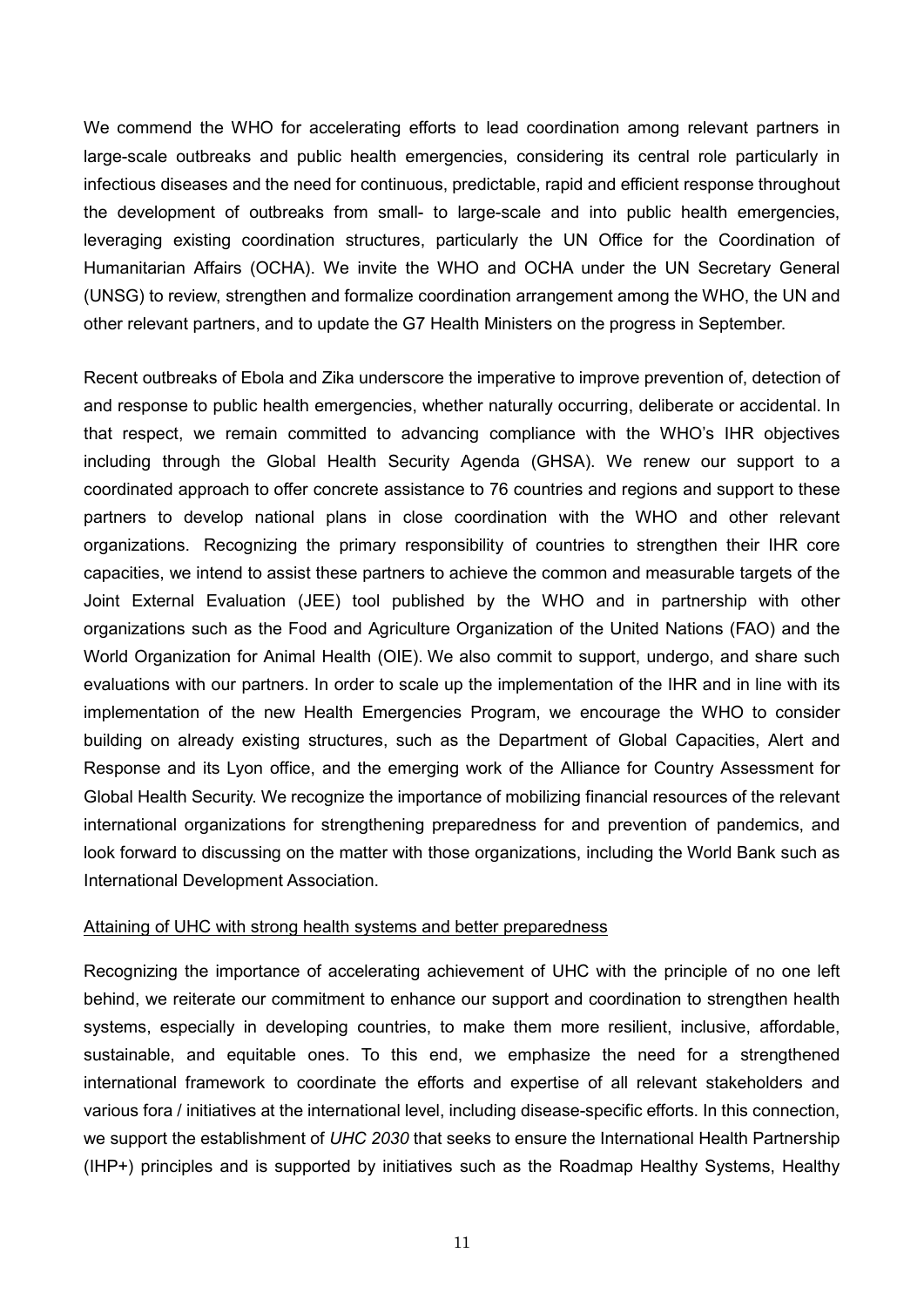We commend the WHO for accelerating efforts to lead coordination among relevant partners in large-scale outbreaks and public health emergencies, considering its central role particularly in infectious diseases and the need for continuous, predictable, rapid and efficient response throughout the development of outbreaks from small- to large-scale and into public health emergencies, leveraging existing coordination structures, particularly the UN Office for the Coordination of Humanitarian Affairs (OCHA). We invite the WHO and OCHA under the UN Secretary General (UNSG) to review, strengthen and formalize coordination arrangement among the WHO, the UN and other relevant partners, and to update the G7 Health Ministers on the progress in September.

Recent outbreaks of Ebola and Zika underscore the imperative to improve prevention of, detection of and response to public health emergencies, whether naturally occurring, deliberate or accidental. In that respect, we remain committed to advancing compliance with the WHO's IHR objectives including through the Global Health Security Agenda (GHSA). We renew our support to a coordinated approach to offer concrete assistance to 76 countries and regions and support to these partners to develop national plans in close coordination with the WHO and other relevant organizations. Recognizing the primary responsibility of countries to strengthen their IHR core capacities, we intend to assist these partners to achieve the common and measurable targets of the Joint External Evaluation (JEE) tool published by the WHO and in partnership with other organizations such as the Food and Agriculture Organization of the United Nations (FAO) and the World Organization for Animal Health (OIE). We also commit to support, undergo, and share such evaluations with our partners. In order to scale up the implementation of the IHR and in line with its implementation of the new Health Emergencies Program, we encourage the WHO to consider building on already existing structures, such as the Department of Global Capacities, Alert and Response and its Lyon office, and the emerging work of the Alliance for Country Assessment for Global Health Security. We recognize the importance of mobilizing financial resources of the relevant international organizations for strengthening preparedness for and prevention of pandemics, and look forward to discussing on the matter with those organizations, including the World Bank such as International Development Association.

<u>Attaining of UHC with strong health systems and better preparedness</u>

Recognizing the importance of accelerating achievement of UHC with the principle of no one left behind, we reiterate our commitment to enhance our support and coordination to strengthen health systems, especially in developing countries, to make them more resilient, inclusive, affordable, sustainable, and equitable ones. To this end, we emphasize the need for a strengthened international framework to coordinate the efforts and expertise of all relevant stakeholders and various fora / initiatives at the international level, including disease-specific efforts. In this connection, we support the establishment of *UHC 2030* that seeks to ensure the International Health Partnership (IHP+) principles and is supported by initiatives such as the Roadmap Healthy Systems, Healthy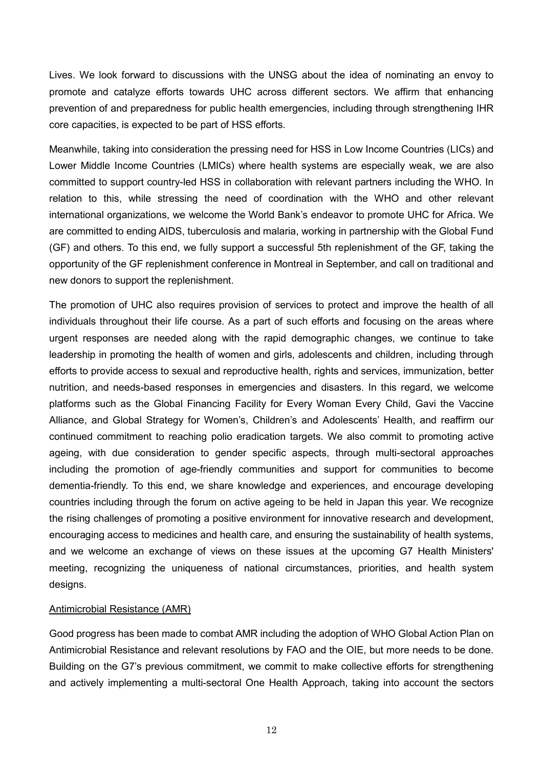Lives. We look forward to discussions with the UNSG about the idea of nominating an envoy to promote and catalyze efforts towards UHC across different sectors. We affirm that enhancing prevention of and preparedness for public health emergencies, including through strengthening IHR core capacities, is expected to be part of HSS efforts.

Meanwhile, taking into consideration the pressing need for HSS in Low Income Countries (LICs) and Lower Middle Income Countries (LMICs) where health systems are especially weak, we are also committed to support country-led HSS in collaboration with relevant partners including the WHO. In relation to this, while stressing the need of coordination with the WHO and other relevant international organizations, we welcome the World Bank's endeavor to promote UHC for Africa. We are committed to ending AIDS, tuberculosis and malaria, working in partnership with the Global Fund (GF) and others. To this end, we fully support a successful 5th replenishment of the GF, taking the opportunity of the GF replenishment conference in Montreal in September, and call on traditional and new donors to support the replenishment.

The promotion of UHC also requires provision of services to protect and improve the health of all individuals throughout their life course. As a part of such efforts and focusing on the areas where urgent responses are needed along with the rapid demographic changes, we continue to take leadership in promoting the health of women and girls, adolescents and children, including through efforts to provide access to sexual and reproductive health, rights and services, immunization, better nutrition, and needs-based responses in emergencies and disasters. In this regard, we welcome platforms such as the Global Financing Facility for Every Woman Every Child, Gavi the Vaccine Alliance, and Global Strategy for Women's, Children's and Adolescents' Health, and reaffirm our continued commitment to reaching polio eradication targets. We also commit to promoting active ageing, with due consideration to gender specific aspects, through multi-sectoral approaches including the promotion of age-friendly communities and support for communities to become dementia-friendly. To this end, we share knowledge and experiences, and encourage developing countries including through the forum on active ageing to be held in Japan this year. We recognize the rising challenges of promoting a positive environment for innovative research and development, encouraging access to medicines and health care, and ensuring the sustainability of health systems, and we welcome an exchange of views on these issues at the upcoming G7 Health Ministers' meeting, recognizing the uniqueness of national circumstances, priorities, and health system designs.

Antimicrobial Resistance (AMR)

Good progress has been made to combat AMR including the adoption of WHO Global Action Plan on Antimicrobial Resistance and relevant resolutions by FAO and the OIE, but more needs to be done. Building on the G7's previous commitment, we commit to make collective efforts for strengthening and actively implementing a multi-sectoral One Health Approach, taking into account the sectors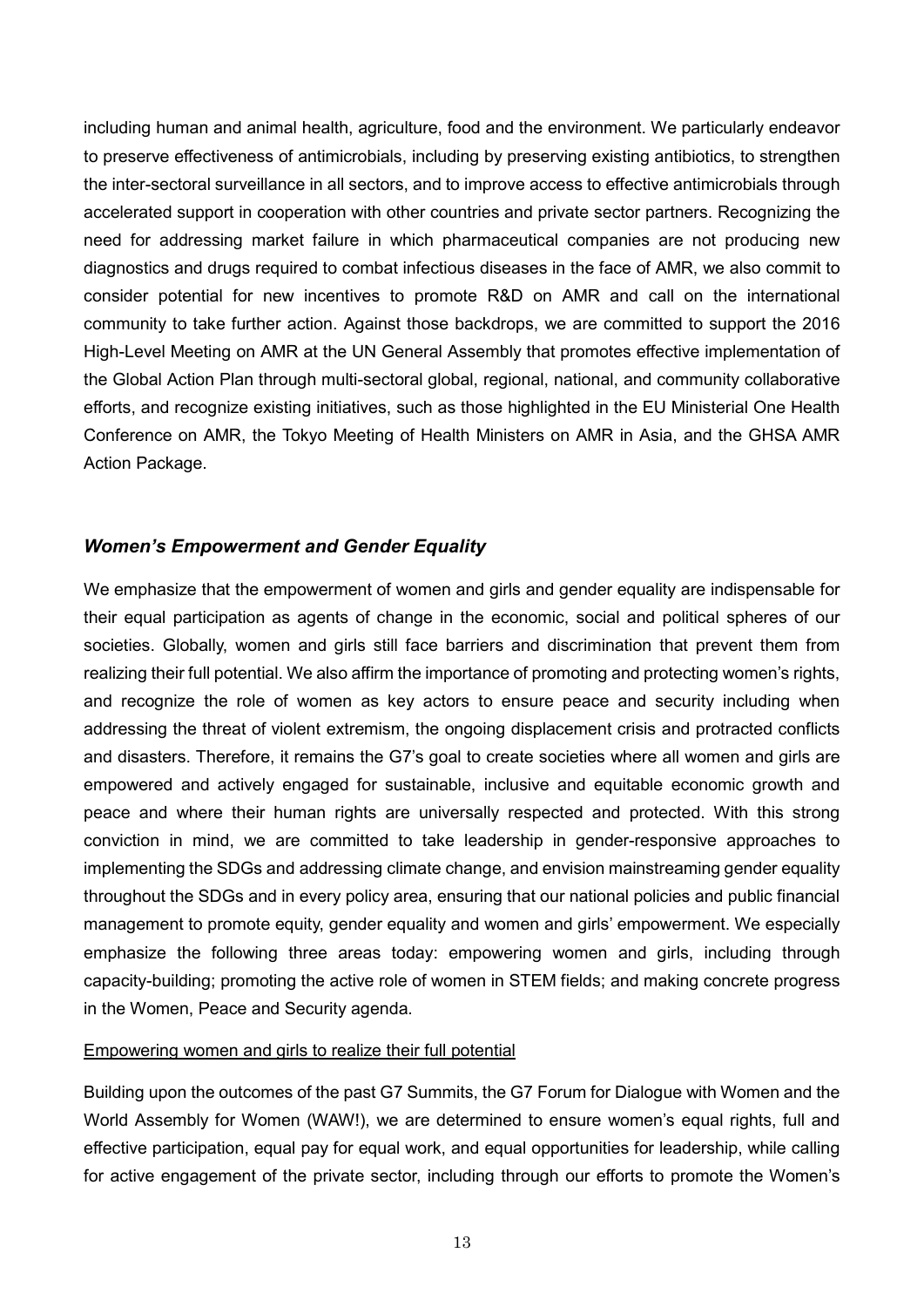including human and animal health, agriculture, food and the environment. We particularly endeavor to preserve effectiveness of antimicrobials, including by preserving existing antibiotics, to strengthen the inter-sectoral surveillance in all sectors, and to improve access to effective antimicrobials through accelerated support in cooperation with other countries and private sector partners. Recognizing the need for addressing market failure in which pharmaceutical companies are not producing new diagnostics and drugs required to combat infectious diseases in the face of AMR, we also commit to consider potential for new incentives to promote R&D on AMR and call on the international community to take further action. Against those backdrops, we are committed to support the 2016 High-Level Meeting on AMR at the UN General Assembly that promotes effective implementation of the Global Action Plan through multi-sectoral global, regional, national, and community collaborative efforts, and recognize existing initiatives, such as those highlighted in the EU Ministerial One Health Conference on AMR, the Tokyo Meeting of Health Ministers on AMR in Asia, and the GHSA AMR Action Package.

### *Women's Empowerment and Gender Equality*

We emphasize that the empowerment of women and girls and gender equality are indispensable for their equal participation as agents of change in the economic, social and political spheres of our societies. Globally, women and girls still face barriers and discrimination that prevent them from realizing their full potential. We also affirm the importance of promoting and protecting women's rights, and recognize the role of women as key actors to ensure peace and security including when addressing the threat of violent extremism, the ongoing displacement crisis and protracted conflicts and disasters. Therefore, it remains the G7's goal to create societies where all women and girls are empowered and actively engaged for sustainable, inclusive and equitable economic growth and peace and where their human rights are universally respected and protected. With this strong conviction in mind, we are committed to take leadership in gender-responsive approaches to implementing the SDGs and addressing climate change, and envision mainstreaming gender equality throughout the SDGs and in every policy area, ensuring that our national policies and public financial management to promote equity, gender equality and women and girls' empowerment. We especially emphasize the following three areas today: empowering women and girls, including through capacity-building; promoting the active role of women in STEM fields; and making concrete progress in the Women, Peace and Security agenda.

<u>Empowering women and girls to realize their full potential</u>

Building upon the outcomes of the past G7 Summits, the G7 Forum for Dialogue with Women and the World Assembly for Women (WAW!), we are determined to ensure women's equal rights, full and effective participation, equal pay for equal work, and equal opportunities for leadership, while calling for active engagement of the private sector, including through our efforts to promote the Women's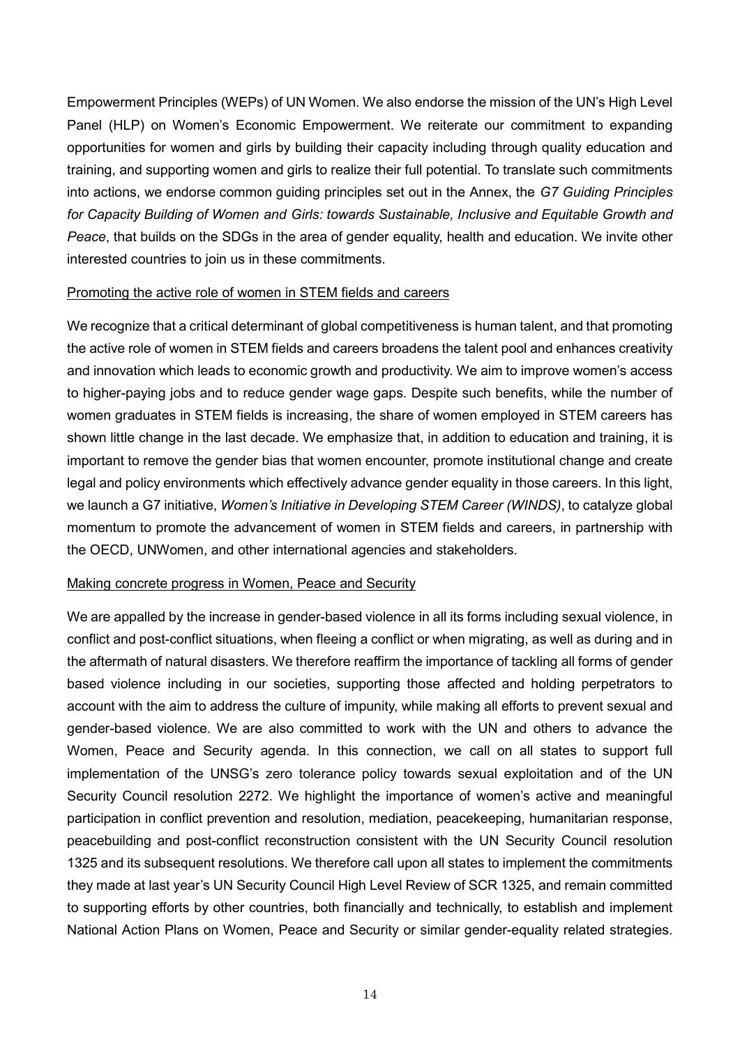Empowerment Principles (WEPs) of UN Women. We also endorse the mission of the UN's High Level Panel (HLP) on Women's Economic Empowerment. We reiterate our commitment to expanding opportunities for women and girls by building their capacity including through quality education and training, and supporting women and girls to realize their full potential. To translate such commitments into actions, we endorse common guiding principles set out in the Annex, the *G7 Guiding Principles for Capacity Building of Women and Girls: towards Sustainable, Inclusive and Equitable Growth and Peace*, that builds on the SDGs in the area of gender equality, health and education. We invite other interested countries to join us in these commitments.

<u>Promoting the active role of women in STEM fields and careers</u>

We recognize that a critical determinant of global competitiveness is human talent, and that promoting the active role of women in STEM fields and careers broadens the talent pool and enhances creativity and innovation which leads to economic growth and productivity. We aim to improve women's access to higher-paying jobs and to reduce gender wage gaps. Despite such benefits, while the number of women graduates in STEM fields is increasing, the share of women employed in STEM careers has shown little change in the last decade. We emphasize that, in addition to education and training, it is important to remove the gender bias that women encounter, promote institutional change and create legal and policy environments which effectively advance gender equality in those careers. In this light, we launch a G7 initiative, *Women's Initiative in Developing STEM Career (WINDS)*, to catalyze global momentum to promote the advancement of women in STEM fields and careers, in partnership with the OECD, UNWomen, and other international agencies and stakeholders.

<u>Making concrete progress in Women, Peace and Security</u>

We are appalled by the increase in gender-based violence in all its forms including sexual violence, in conflict and post-conflict situations, when fleeing a conflict or when migrating, as well as during and in the aftermath of natural disasters. We therefore reaffirm the importance of tackling all forms of gender based violence including in our societies, supporting those affected and holding perpetrators to account with the aim to address the culture of impunity, while making all efforts to prevent sexual and gender-based violence. We are also committed to work with the UN and others to advance the Women, Peace and Security agenda. In this connection, we call on all states to support full implementation of the UNSG's zero tolerance policy towards sexual exploitation and of the UN Security Council resolution 2272. We highlight the importance of women's active and meaningful participation in conflict prevention and resolution, mediation, peacekeeping, humanitarian response, peacebuilding and post-conflict reconstruction consistent with the UN Security Council resolution 1325 and its subsequent resolutions. We therefore call upon all states to implement the commitments they made at last year's UN Security Council High Level Review of SCR 1325, and remain committed to supporting efforts by other countries, both financially and technically, to establish and implement National Action Plans on Women, Peace and Security or similar gender-equality related strategies.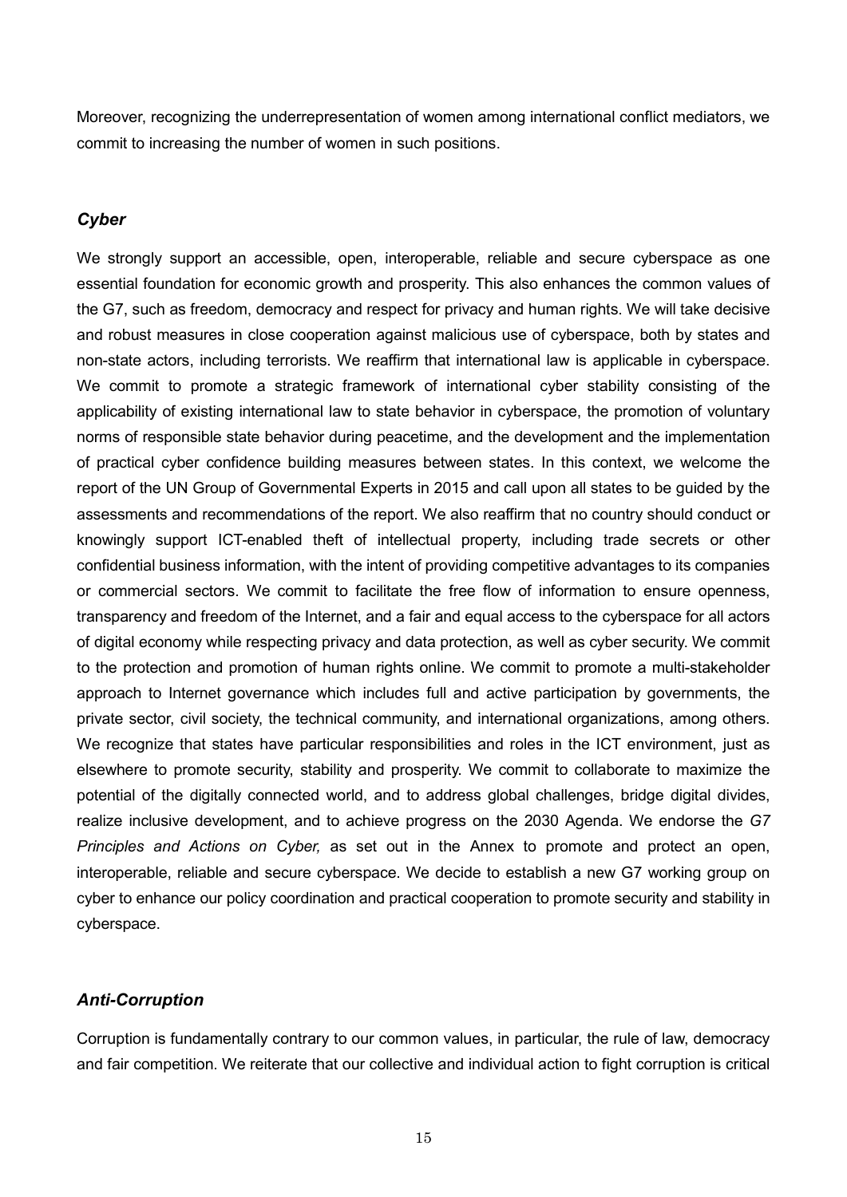Moreover, recognizing the underrepresentation of women among international conflict mediators, we commit to increasing the number of women in such positions.

### *Cyber*

We strongly support an accessible, open, interoperable, reliable and secure cyberspace as one essential foundation for economic growth and prosperity. This also enhances the common values of the G7, such as freedom, democracy and respect for privacy and human rights. We will take decisive and robust measures in close cooperation against malicious use of cyberspace, both by states and non-state actors, including terrorists. We reaffirm that international law is applicable in cyberspace. We commit to promote a strategic framework of international cyber stability consisting of the applicability of existing international law to state behavior in cyberspace, the promotion of voluntary norms of responsible state behavior during peacetime, and the development and the implementation of practical cyber confidence building measures between states. In this context, we welcome the report of the UN Group of Governmental Experts in 2015 and call upon all states to be guided by the assessments and recommendations of the report. We also reaffirm that no country should conduct or knowingly support ICT-enabled theft of intellectual property, including trade secrets or other confidential business information, with the intent of providing competitive advantages to its companies or commercial sectors. We commit to facilitate the free flow of information to ensure openness, transparency and freedom of the Internet, and a fair and equal access to the cyberspace for all actors of digital economy while respecting privacy and data protection, as well as cyber security. We commit to the protection and promotion of human rights online. We commit to promote a multi-stakeholder approach to Internet governance which includes full and active participation by governments, the private sector, civil society, the technical community, and international organizations, among others. We recognize that states have particular responsibilities and roles in the ICT environment, just as elsewhere to promote security, stability and prosperity. We commit to collaborate to maximize the potential of the digitally connected world, and to address global challenges, bridge digital divides, realize inclusive development, and to achieve progress on the 2030 Agenda. We endorse the *G7 Principles and Actions on Cyber,* as set out in the Annex to promote and protect an open, interoperable, reliable and secure cyberspace. We decide to establish a new G7 working group on cyber to enhance our policy coordination and practical cooperation to promote security and stability in cyberspace.

### *Anti-Corruption*

Corruption is fundamentally contrary to our common values, in particular, the rule of law, democracy and fair competition. We reiterate that our collective and individual action to fight corruption is critical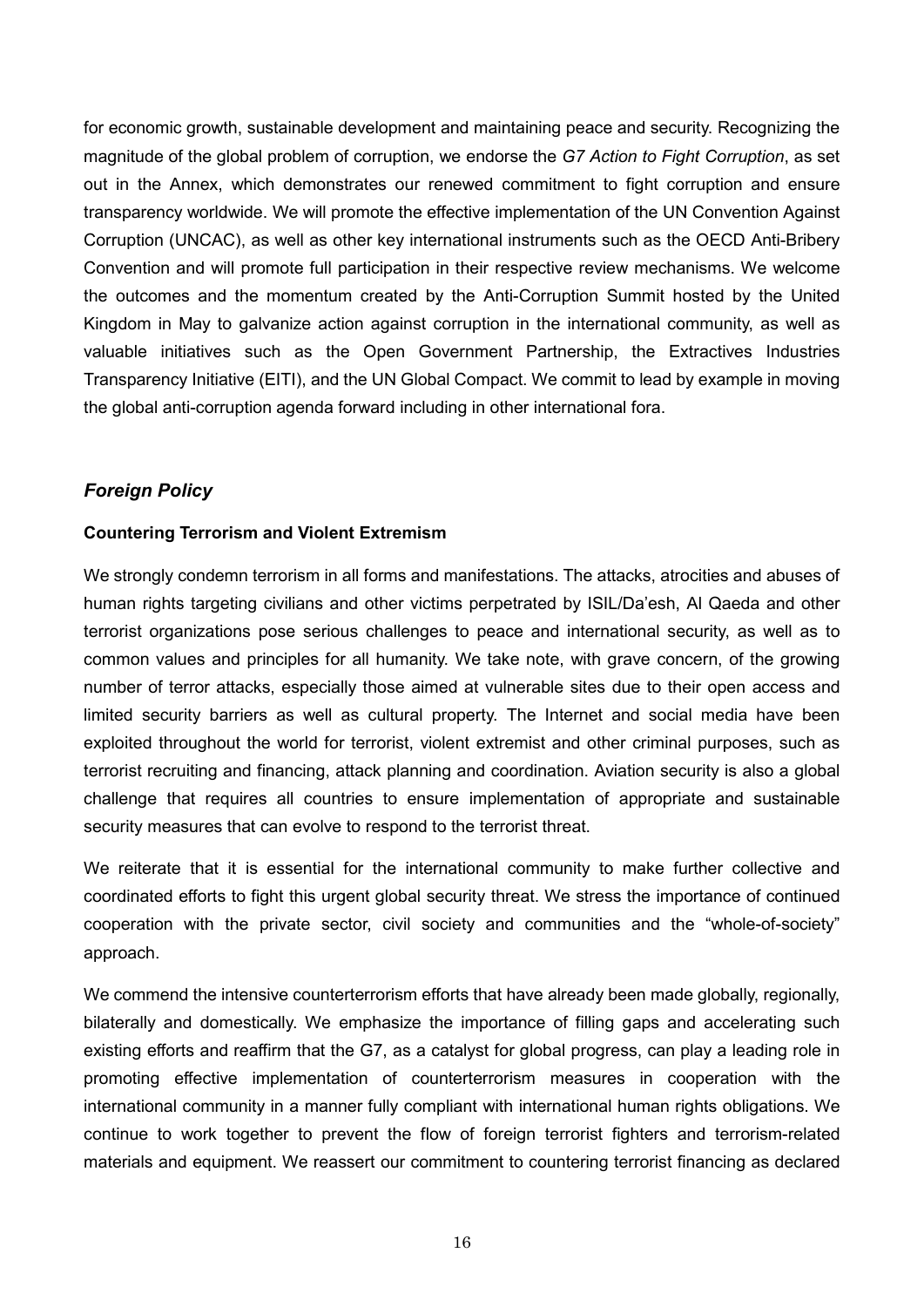for economic growth, sustainable development and maintaining peace and security. Recognizing the magnitude of the global problem of corruption, we endorse the *G7 Action to Fight Corruption*, as set out in the Annex, which demonstrates our renewed commitment to fight corruption and ensure transparency worldwide. We will promote the effective implementation of the UN Convention Against Corruption (UNCAC), as well as other key international instruments such as the OECD Anti-Bribery Convention and will promote full participation in their respective review mechanisms. We welcome the outcomes and the momentum created by the Anti-Corruption Summit hosted by the United Kingdom in May to galvanize action against corruption in the international community, as well as valuable initiatives such as the Open Government Partnership, the Extractives Industries Transparency Initiative (EITI), and the UN Global Compact. We commit to lead by example in moving the global anti-corruption agenda forward including in other international fora.

## *Foreign Policy*

### **Countering Terrorism and Violent Extremism**

We strongly condemn terrorism in all forms and manifestations. The attacks, atrocities and abuses of human rights targeting civilians and other victims perpetrated by ISIL/Da'esh, Al Qaeda and other terrorist organizations pose serious challenges to peace and international security, as well as to common values and principles for all humanity. We take note, with grave concern, of the growing number of terror attacks, especially those aimed at vulnerable sites due to their open access and limited security barriers as well as cultural property. The Internet and social media have been exploited throughout the world for terrorist, violent extremist and other criminal purposes, such as terrorist recruiting and financing, attack planning and coordination. Aviation security is also a global challenge that requires all countries to ensure implementation of appropriate and sustainable security measures that can evolve to respond to the terrorist threat.

We reiterate that it is essential for the international community to make further collective and coordinated efforts to fight this urgent global security threat. We stress the importance of continued cooperation with the private sector, civil society and communities and the "whole-of-society" approach.

We commend the intensive counterterrorism efforts that have already been made globally, regionally, bilaterally and domestically. We emphasize the importance of filling gaps and accelerating such existing efforts and reaffirm that the G7, as a catalyst for global progress, can play a leading role in promoting effective implementation of counterterrorism measures in cooperation with the international community in a manner fully compliant with international human rights obligations. We continue to work together to prevent the flow of foreign terrorist fighters and terrorism-related materials and equipment. We reassert our commitment to countering terrorist financing as declared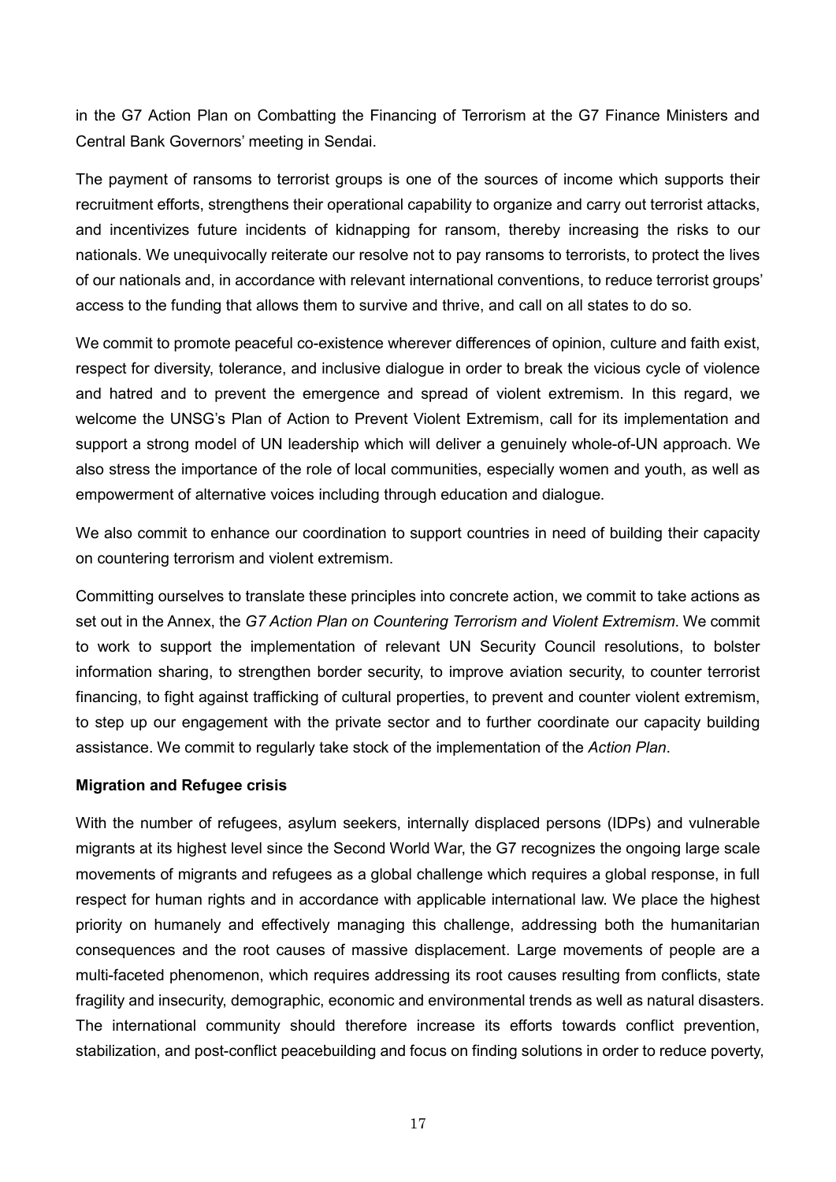in the G7 Action Plan on Combatting the Financing of Terrorism at the G7 Finance Ministers and Central Bank Governors' meeting in Sendai.

The payment of ransoms to terrorist groups is one of the sources of income which supports their recruitment efforts, strengthens their operational capability to organize and carry out terrorist attacks, and incentivizes future incidents of kidnapping for ransom, thereby increasing the risks to our nationals. We unequivocally reiterate our resolve not to pay ransoms to terrorists, to protect the lives of our nationals and, in accordance with relevant international conventions, to reduce terrorist groups' access to the funding that allows them to survive and thrive, and call on all states to do so.

We commit to promote peaceful co-existence wherever differences of opinion, culture and faith exist, respect for diversity, tolerance, and inclusive dialogue in order to break the vicious cycle of violence and hatred and to prevent the emergence and spread of violent extremism. In this regard, we welcome the UNSG's Plan of Action to Prevent Violent Extremism, call for its implementation and support a strong model of UN leadership which will deliver a genuinely whole-of-UN approach. We also stress the importance of the role of local communities, especially women and youth, as well as empowerment of alternative voices including through education and dialogue.

We also commit to enhance our coordination to support countries in need of building their capacity on countering terrorism and violent extremism.

Committing ourselves to translate these principles into concrete action, we commit to take actions as set out in the Annex, the *G7 Action Plan on Countering Terrorism and Violent Extremism*. We commit to work to support the implementation of relevant UN Security Council resolutions, to bolster information sharing, to strengthen border security, to improve aviation security, to counter terrorist financing, to fight against trafficking of cultural properties, to prevent and counter violent extremism, to step up our engagement with the private sector and to further coordinate our capacity building assistance. We commit to regularly take stock of the implementation of the *Action Plan*.

**Migration and Refugee crisis**

With the number of refugees, asylum seekers, internally displaced persons (IDPs) and vulnerable migrants at its highest level since the Second World War, the G7 recognizes the ongoing large scale movements of migrants and refugees as a global challenge which requires a global response, in full respect for human rights and in accordance with applicable international law. We place the highest priority on humanely and effectively managing this challenge, addressing both the humanitarian consequences and the root causes of massive displacement. Large movements of people are a multi-faceted phenomenon, which requires addressing its root causes resulting from conflicts, state fragility and insecurity, demographic, economic and environmental trends as well as natural disasters. The international community should therefore increase its efforts towards conflict prevention, stabilization, and post-conflict peacebuilding and focus on finding solutions in order to reduce poverty,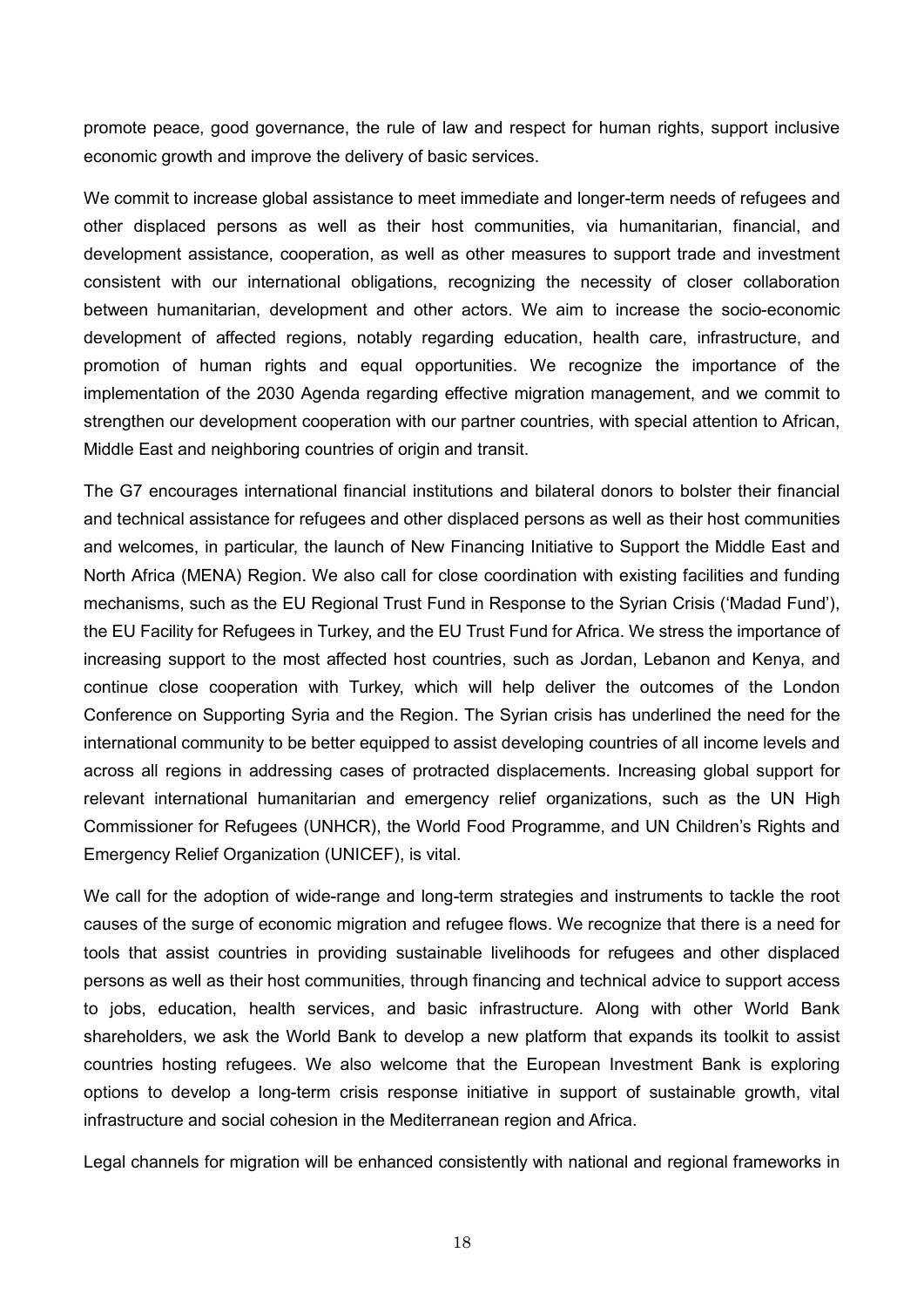promote peace, good governance, the rule of law and respect for human rights, support inclusive economic growth and improve the delivery of basic services.

We commit to increase global assistance to meet immediate and longer-term needs of refugees and other displaced persons as well as their host communities, via humanitarian, financial, and development assistance, cooperation, as well as other measures to support trade and investment consistent with our international obligations, recognizing the necessity of closer collaboration between humanitarian, development and other actors. We aim to increase the socio-economic development of affected regions, notably regarding education, health care, infrastructure, and promotion of human rights and equal opportunities. We recognize the importance of the implementation of the 2030 Agenda regarding effective migration management, and we commit to strengthen our development cooperation with our partner countries, with special attention to African, Middle East and neighboring countries of origin and transit.

The G7 encourages international financial institutions and bilateral donors to bolster their financial and technical assistance for refugees and other displaced persons as well as their host communities and welcomes, in particular, the launch of New Financing Initiative to Support the Middle East and North Africa (MENA) Region. We also call for close coordination with existing facilities and funding mechanisms, such as the EU Regional Trust Fund in Response to the Syrian Crisis ('Madad Fund'), the EU Facility for Refugees in Turkey, and the EU Trust Fund for Africa. We stress the importance of increasing support to the most affected host countries, such as Jordan, Lebanon and Kenya, and continue close cooperation with Turkey, which will help deliver the outcomes of the London Conference on Supporting Syria and the Region. The Syrian crisis has underlined the need for the international community to be better equipped to assist developing countries of all income levels and across all regions in addressing cases of protracted displacements. Increasing global support for relevant international humanitarian and emergency relief organizations, such as the UN High Commissioner for Refugees (UNHCR), the World Food Programme, and UN Children's Rights and Emergency Relief Organization (UNICEF), is vital.

We call for the adoption of wide-range and long-term strategies and instruments to tackle the root causes of the surge of economic migration and refugee flows. We recognize that there is a need for tools that assist countries in providing sustainable livelihoods for refugees and other displaced persons as well as their host communities, through financing and technical advice to support access to jobs, education, health services, and basic infrastructure. Along with other World Bank shareholders, we ask the World Bank to develop a new platform that expands its toolkit to assist countries hosting refugees. We also welcome that the European Investment Bank is exploring options to develop a long-term crisis response initiative in support of sustainable growth, vital infrastructure and social cohesion in the Mediterranean region and Africa.

Legal channels for migration will be enhanced consistently with national and regional frameworks in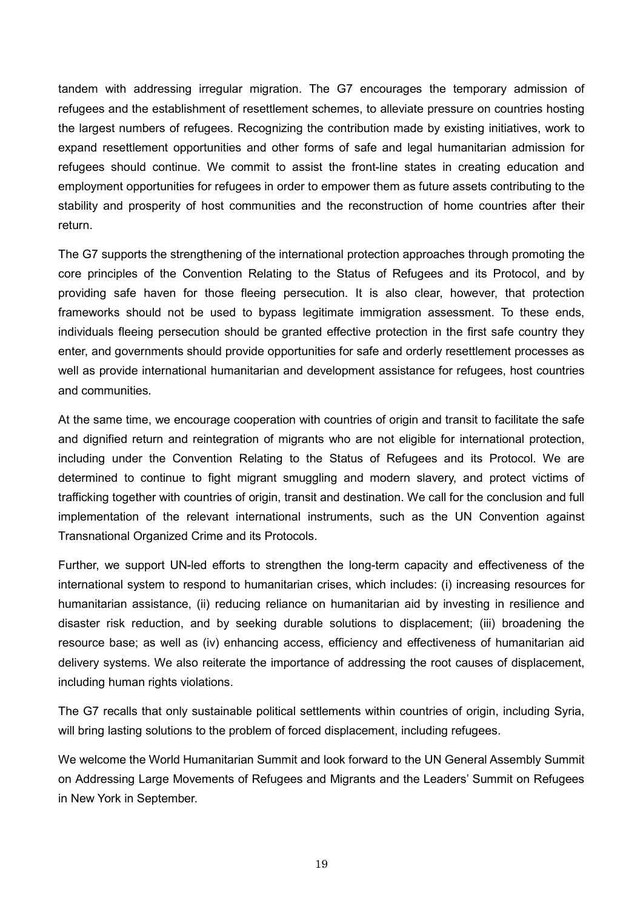tandem with addressing irregular migration. The G7 encourages the temporary admission of refugees and the establishment of resettlement schemes, to alleviate pressure on countries hosting the largest numbers of refugees. Recognizing the contribution made by existing initiatives, work to expand resettlement opportunities and other forms of safe and legal humanitarian admission for refugees should continue. We commit to assist the front-line states in creating education and employment opportunities for refugees in order to empower them as future assets contributing to the stability and prosperity of host communities and the reconstruction of home countries after their return.

The G7 supports the strengthening of the international protection approaches through promoting the core principles of the Convention Relating to the Status of Refugees and its Protocol, and by providing safe haven for those fleeing persecution. It is also clear, however, that protection frameworks should not be used to bypass legitimate immigration assessment. To these ends, individuals fleeing persecution should be granted effective protection in the first safe country they enter, and governments should provide opportunities for safe and orderly resettlement processes as well as provide international humanitarian and development assistance for refugees, host countries and communities.

At the same time, we encourage cooperation with countries of origin and transit to facilitate the safe and dignified return and reintegration of migrants who are not eligible for international protection, including under the Convention Relating to the Status of Refugees and its Protocol. We are determined to continue to fight migrant smuggling and modern slavery, and protect victims of trafficking together with countries of origin, transit and destination. We call for the conclusion and full implementation of the relevant international instruments, such as the UN Convention against Transnational Organized Crime and its Protocols.

Further, we support UN-led efforts to strengthen the long-term capacity and effectiveness of the international system to respond to humanitarian crises, which includes: (i) increasing resources for humanitarian assistance, (ii) reducing reliance on humanitarian aid by investing in resilience and disaster risk reduction, and by seeking durable solutions to displacement; (iii) broadening the resource base; as well as (iv) enhancing access, efficiency and effectiveness of humanitarian aid delivery systems. We also reiterate the importance of addressing the root causes of displacement, including human rights violations.

The G7 recalls that only sustainable political settlements within countries of origin, including Syria, will bring lasting solutions to the problem of forced displacement, including refugees.

We welcome the World Humanitarian Summit and look forward to the UN General Assembly Summit on Addressing Large Movements of Refugees and Migrants and the Leaders' Summit on Refugees in New York in September.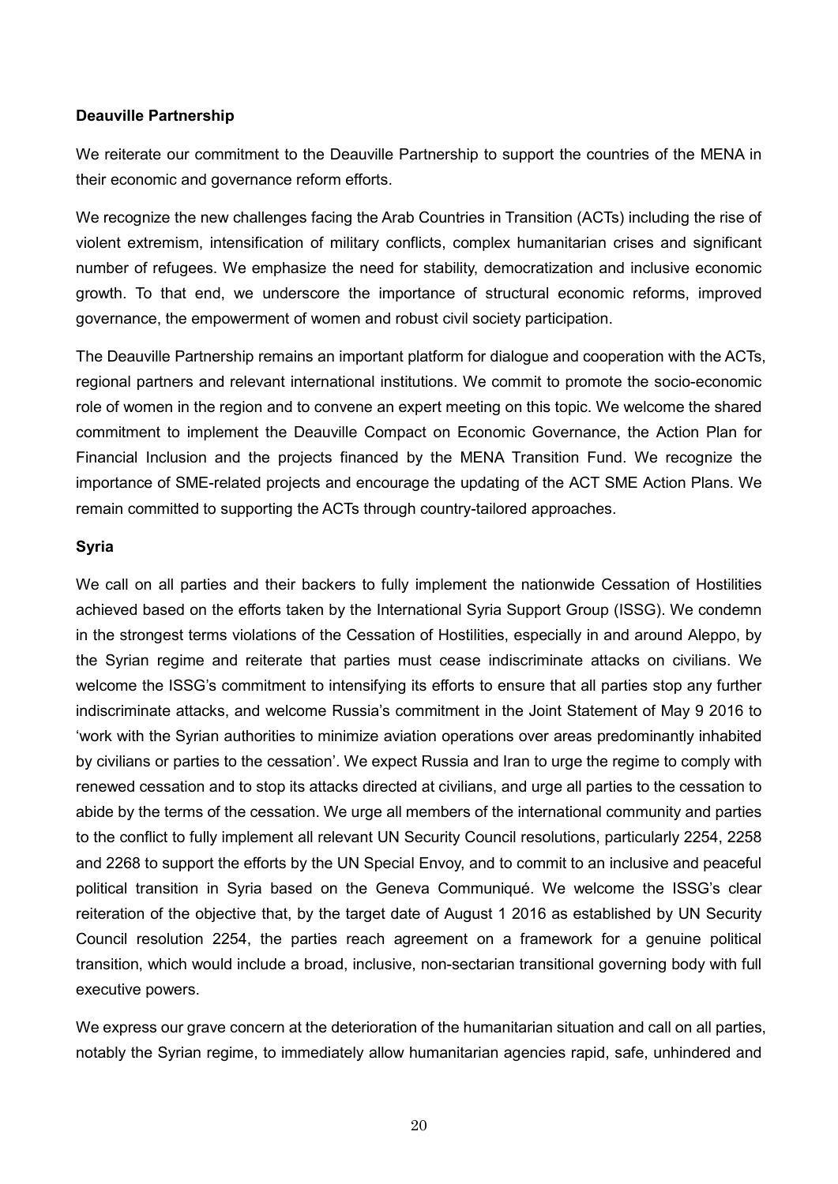**Deauville Partnership**

We reiterate our commitment to the Deauville Partnership to support the countries of the MENA in their economic and governance reform efforts.

We recognize the new challenges facing the Arab Countries in Transition (ACTs) including the rise of violent extremism, intensification of military conflicts, complex humanitarian crises and significant number of refugees. We emphasize the need for stability, democratization and inclusive economic growth. To that end, we underscore the importance of structural economic reforms, improved governance, the empowerment of women and robust civil society participation.

The Deauville Partnership remains an important platform for dialogue and cooperation with the ACTs, regional partners and relevant international institutions. We commit to promote the socio-economic role of women in the region and to convene an expert meeting on this topic. We welcome the shared commitment to implement the Deauville Compact on Economic Governance, the Action Plan for Financial Inclusion and the projects financed by the MENA Transition Fund. We recognize the importance of SME-related projects and encourage the updating of the ACT SME Action Plans. We remain committed to supporting the ACTs through country-tailored approaches.

**Syria**

We call on all parties and their backers to fully implement the nationwide Cessation of Hostilities achieved based on the efforts taken by the International Syria Support Group (ISSG). We condemn in the strongest terms violations of the Cessation of Hostilities, especially in and around Aleppo, by the Syrian regime and reiterate that parties must cease indiscriminate attacks on civilians. We welcome the ISSG's commitment to intensifying its efforts to ensure that all parties stop any further indiscriminate attacks, and welcome Russia's commitment in the Joint Statement of May 9 2016 to 'work with the Syrian authorities to minimize aviation operations over areas predominantly inhabited by civilians or parties to the cessation'. We expect Russia and Iran to urge the regime to comply with renewed cessation and to stop its attacks directed at civilians, and urge all parties to the cessation to abide by the terms of the cessation. We urge all members of the international community and parties to the conflict to fully implement all relevant UN Security Council resolutions, particularly 2254, 2258 and 2268 to support the efforts by the UN Special Envoy, and to commit to an inclusive and peaceful political transition in Syria based on the Geneva Communiqué. We welcome the ISSG's clear reiteration of the objective that, by the target date of August 1 2016 as established by UN Security Council resolution 2254, the parties reach agreement on a framework for a genuine political transition, which would include a broad, inclusive, non-sectarian transitional governing body with full executive powers.

We express our grave concern at the deterioration of the humanitarian situation and call on all parties, notably the Syrian regime, to immediately allow humanitarian agencies rapid, safe, unhindered and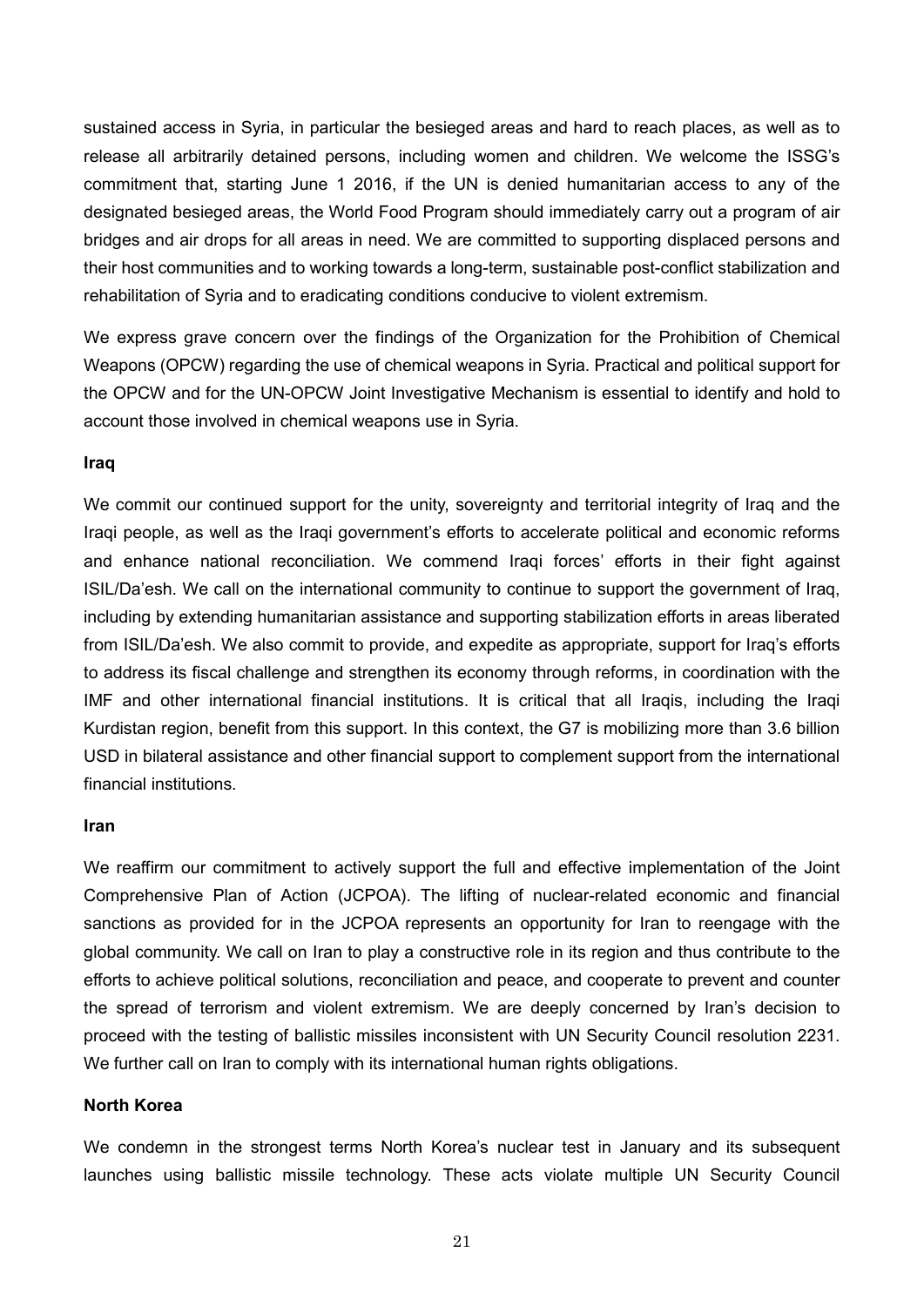sustained access in Syria, in particular the besieged areas and hard to reach places, as well as to release all arbitrarily detained persons, including women and children. We welcome the ISSG's commitment that, starting June 1 2016, if the UN is denied humanitarian access to any of the designated besieged areas, the World Food Program should immediately carry out a program of air bridges and air drops for all areas in need. We are committed to supporting displaced persons and their host communities and to working towards a long-term, sustainable post-conflict stabilization and rehabilitation of Syria and to eradicating conditions conducive to violent extremism.

We express grave concern over the findings of the Organization for the Prohibition of Chemical Weapons (OPCW) regarding the use of chemical weapons in Syria. Practical and political support for the OPCW and for the UN-OPCW Joint Investigative Mechanism is essential to identify and hold to account those involved in chemical weapons use in Syria.

**Iraq**

We commit our continued support for the unity, sovereignty and territorial integrity of Iraq and the Iraqi people, as well as the Iraqi government's efforts to accelerate political and economic reforms and enhance national reconciliation. We commend Iraqi forces' efforts in their fight against ISIL/Da'esh. We call on the international community to continue to support the government of Iraq, including by extending humanitarian assistance and supporting stabilization efforts in areas liberated from ISIL/Da'esh. We also commit to provide, and expedite as appropriate, support for Iraq's efforts to address its fiscal challenge and strengthen its economy through reforms, in coordination with the IMF and other international financial institutions. It is critical that all Iraqis, including the Iraqi Kurdistan region, benefit from this support. In this context, the G7 is mobilizing more than 3.6 billion USD in bilateral assistance and other financial support to complement support from the international financial institutions.

**Iran**

We reaffirm our commitment to actively support the full and effective implementation of the Joint Comprehensive Plan of Action (JCPOA). The lifting of nuclear-related economic and financial sanctions as provided for in the JCPOA represents an opportunity for Iran to reengage with the global community. We call on Iran to play a constructive role in its region and thus contribute to the efforts to achieve political solutions, reconciliation and peace, and cooperate to prevent and counter the spread of terrorism and violent extremism. We are deeply concerned by Iran's decision to proceed with the testing of ballistic missiles inconsistent with UN Security Council resolution 2231. We further call on Iran to comply with its international human rights obligations.

**North Korea**

We condemn in the strongest terms North Korea's nuclear test in January and its subsequent launches using ballistic missile technology. These acts violate multiple UN Security Council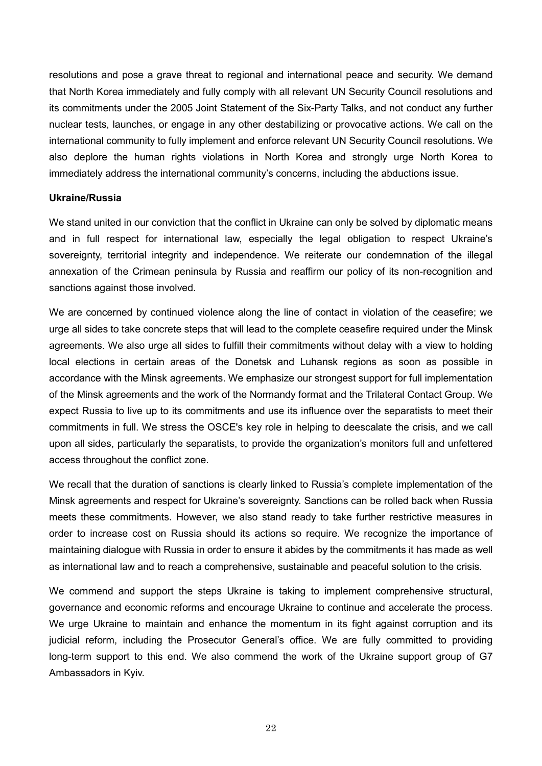resolutions and pose a grave threat to regional and international peace and security. We demand that North Korea immediately and fully comply with all relevant UN Security Council resolutions and its commitments under the 2005 Joint Statement of the Six-Party Talks, and not conduct any further nuclear tests, launches, or engage in any other destabilizing or provocative actions. We call on the international community to fully implement and enforce relevant UN Security Council resolutions. We also deplore the human rights violations in North Korea and strongly urge North Korea to immediately address the international community's concerns, including the abductions issue.

**Ukraine/Russia**

We stand united in our conviction that the conflict in Ukraine can only be solved by diplomatic means and in full respect for international law, especially the legal obligation to respect Ukraine's sovereignty, territorial integrity and independence. We reiterate our condemnation of the illegal annexation of the Crimean peninsula by Russia and reaffirm our policy of its non-recognition and sanctions against those involved.

We are concerned by continued violence along the line of contact in violation of the ceasefire; we urge all sides to take concrete steps that will lead to the complete ceasefire required under the Minsk agreements. We also urge all sides to fulfill their commitments without delay with a view to holding local elections in certain areas of the Donetsk and Luhansk regions as soon as possible in accordance with the Minsk agreements. We emphasize our strongest support for full implementation of the Minsk agreements and the work of the Normandy format and the Trilateral Contact Group. We expect Russia to live up to its commitments and use its influence over the separatists to meet their commitments in full. We stress the OSCE's key role in helping to deescalate the crisis, and we call upon all sides, particularly the separatists, to provide the organization's monitors full and unfettered access throughout the conflict zone.

We recall that the duration of sanctions is clearly linked to Russia's complete implementation of the Minsk agreements and respect for Ukraine's sovereignty. Sanctions can be rolled back when Russia meets these commitments. However, we also stand ready to take further restrictive measures in order to increase cost on Russia should its actions so require. We recognize the importance of maintaining dialogue with Russia in order to ensure it abides by the commitments it has made as well as international law and to reach a comprehensive, sustainable and peaceful solution to the crisis.

We commend and support the steps Ukraine is taking to implement comprehensive structural, governance and economic reforms and encourage Ukraine to continue and accelerate the process. We urge Ukraine to maintain and enhance the momentum in its fight against corruption and its judicial reform, including the Prosecutor General's office. We are fully committed to providing long-term support to this end. We also commend the work of the Ukraine support group of G7 Ambassadors in Kyiv.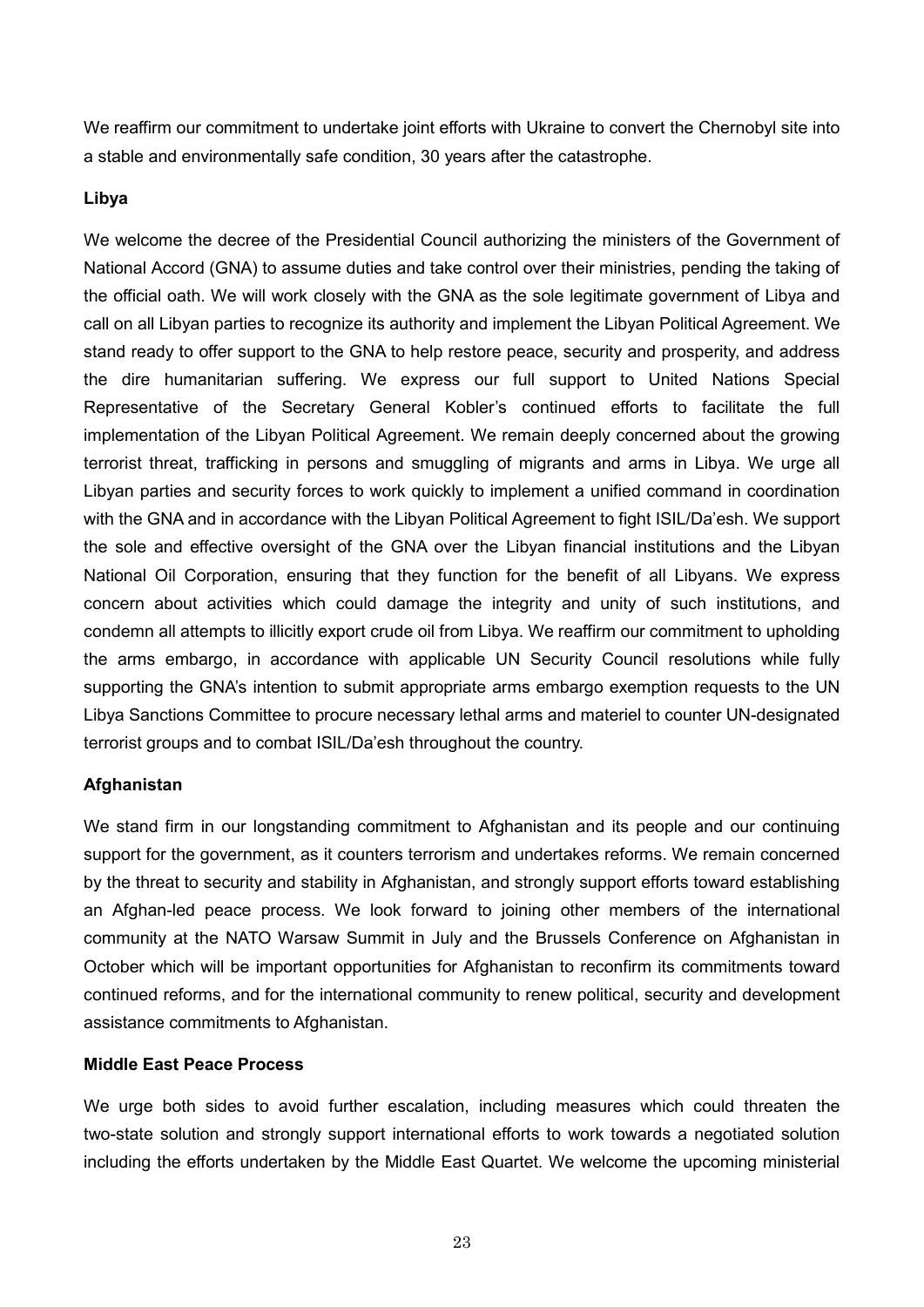We reaffirm our commitment to undertake joint efforts with Ukraine to convert the Chernobyl site into a stable and environmentally safe condition, 30 years after the catastrophe.

**Libya**

We welcome the decree of the Presidential Council authorizing the ministers of the Government of National Accord (GNA) to assume duties and take control over their ministries, pending the taking of the official oath. We will work closely with the GNA as the sole legitimate government of Libya and call on all Libyan parties to recognize its authority and implement the Libyan Political Agreement. We stand ready to offer support to the GNA to help restore peace, security and prosperity, and address the dire humanitarian suffering. We express our full support to United Nations Special Representative of the Secretary General Kobler's continued efforts to facilitate the full implementation of the Libyan Political Agreement. We remain deeply concerned about the growing terrorist threat, trafficking in persons and smuggling of migrants and arms in Libya. We urge all Libyan parties and security forces to work quickly to implement a unified command in coordination with the GNA and in accordance with the Libyan Political Agreement to fight ISIL/Da'esh. We support the sole and effective oversight of the GNA over the Libyan financial institutions and the Libyan National Oil Corporation, ensuring that they function for the benefit of all Libyans. We express concern about activities which could damage the integrity and unity of such institutions, and condemn all attempts to illicitly export crude oil from Libya. We reaffirm our commitment to upholding the arms embargo, in accordance with applicable UN Security Council resolutions while fully supporting the GNA's intention to submit appropriate arms embargo exemption requests to the UN Libya Sanctions Committee to procure necessary lethal arms and materiel to counter UN-designated terrorist groups and to combat ISIL/Da'esh throughout the country.

**Afghanistan**

We stand firm in our longstanding commitment to Afghanistan and its people and our continuing support for the government, as it counters terrorism and undertakes reforms. We remain concerned by the threat to security and stability in Afghanistan, and strongly support efforts toward establishing an Afghan-led peace process. We look forward to joining other members of the international community at the NATO Warsaw Summit in July and the Brussels Conference on Afghanistan in October which will be important opportunities for Afghanistan to reconfirm its commitments toward continued reforms, and for the international community to renew political, security and development assistance commitments to Afghanistan.

**Middle East Peace Process**

We urge both sides to avoid further escalation, including measures which could threaten the two-state solution and strongly support international efforts to work towards a negotiated solution including the efforts undertaken by the Middle East Quartet. We welcome the upcoming ministerial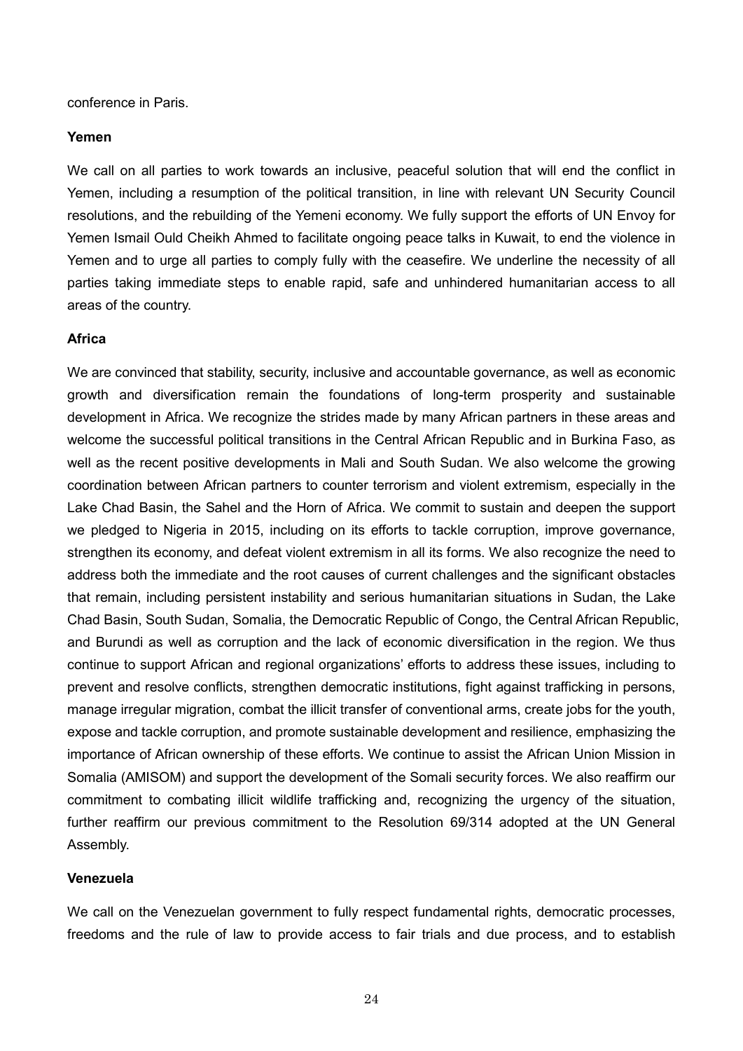conference in Paris.

**Yemen**

We call on all parties to work towards an inclusive, peaceful solution that will end the conflict in Yemen, including a resumption of the political transition, in line with relevant UN Security Council resolutions, and the rebuilding of the Yemeni economy. We fully support the efforts of UN Envoy for Yemen Ismail Ould Cheikh Ahmed to facilitate ongoing peace talks in Kuwait, to end the violence in Yemen and to urge all parties to comply fully with the ceasefire. We underline the necessity of all parties taking immediate steps to enable rapid, safe and unhindered humanitarian access to all areas of the country.

**Africa**

We are convinced that stability, security, inclusive and accountable governance, as well as economic growth and diversification remain the foundations of long-term prosperity and sustainable development in Africa. We recognize the strides made by many African partners in these areas and welcome the successful political transitions in the Central African Republic and in Burkina Faso, as well as the recent positive developments in Mali and South Sudan. We also welcome the growing coordination between African partners to counter terrorism and violent extremism, especially in the Lake Chad Basin, the Sahel and the Horn of Africa. We commit to sustain and deepen the support we pledged to Nigeria in 2015, including on its efforts to tackle corruption, improve governance, strengthen its economy, and defeat violent extremism in all its forms. We also recognize the need to address both the immediate and the root causes of current challenges and the significant obstacles that remain, including persistent instability and serious humanitarian situations in Sudan, the Lake Chad Basin, South Sudan, Somalia, the Democratic Republic of Congo, the Central African Republic, and Burundi as well as corruption and the lack of economic diversification in the region. We thus continue to support African and regional organizations' efforts to address these issues, including to prevent and resolve conflicts, strengthen democratic institutions, fight against trafficking in persons, manage irregular migration, combat the illicit transfer of conventional arms, create jobs for the youth, expose and tackle corruption, and promote sustainable development and resilience, emphasizing the importance of African ownership of these efforts. We continue to assist the African Union Mission in Somalia (AMISOM) and support the development of the Somali security forces. We also reaffirm our commitment to combating illicit wildlife trafficking and, recognizing the urgency of the situation, further reaffirm our previous commitment to the Resolution 69/314 adopted at the UN General Assembly.

**Venezuela**

We call on the Venezuelan government to fully respect fundamental rights, democratic processes, freedoms and the rule of law to provide access to fair trials and due process, and to establish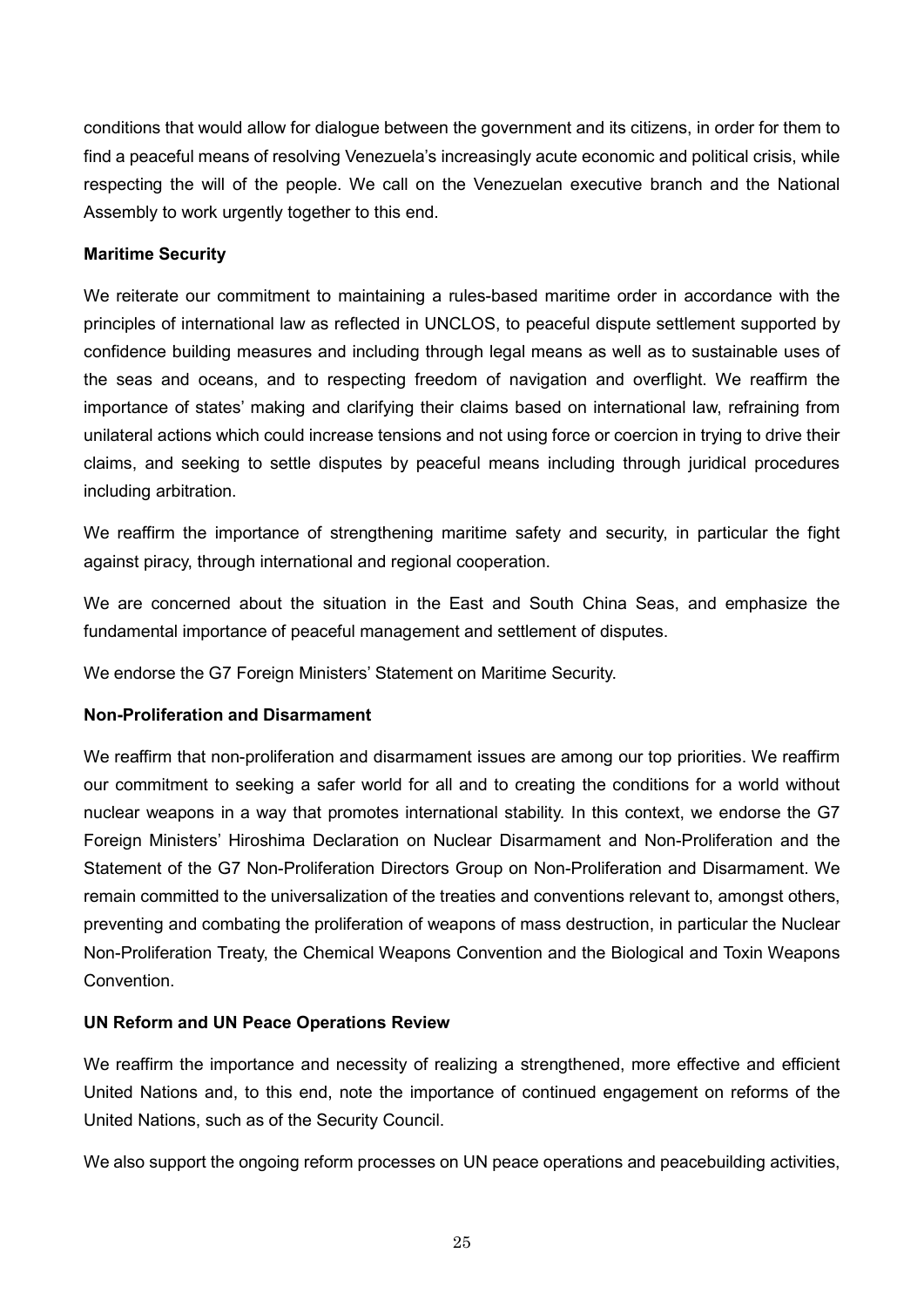conditions that would allow for dialogue between the government and its citizens, in order for them to find a peaceful means of resolving Venezuela's increasingly acute economic and political crisis, while respecting the will of the people. We call on the Venezuelan executive branch and the National Assembly to work urgently together to this end.

**Maritime Security**

We reiterate our commitment to maintaining a rules-based maritime order in accordance with the principles of international law as reflected in UNCLOS, to peaceful dispute settlement supported by confidence building measures and including through legal means as well as to sustainable uses of the seas and oceans, and to respecting freedom of navigation and overflight. We reaffirm the importance of states' making and clarifying their claims based on international law, refraining from unilateral actions which could increase tensions and not using force or coercion in trying to drive their claims, and seeking to settle disputes by peaceful means including through juridical procedures including arbitration.

We reaffirm the importance of strengthening maritime safety and security, in particular the fight against piracy, through international and regional cooperation.

We are concerned about the situation in the East and South China Seas, and emphasize the fundamental importance of peaceful management and settlement of disputes.

We endorse the G7 Foreign Ministers' Statement on Maritime Security.

**Non-Proliferation and Disarmament**

We reaffirm that non-proliferation and disarmament issues are among our top priorities. We reaffirm our commitment to seeking a safer world for all and to creating the conditions for a world without nuclear weapons in a way that promotes international stability. In this context, we endorse the G7 Foreign Ministers' Hiroshima Declaration on Nuclear Disarmament and Non-Proliferation and the Statement of the G7 Non-Proliferation Directors Group on Non-Proliferation and Disarmament. We remain committed to the universalization of the treaties and conventions relevant to, amongst others, preventing and combating the proliferation of weapons of mass destruction, in particular the Nuclear Non-Proliferation Treaty, the Chemical Weapons Convention and the Biological and Toxin Weapons Convention.

**UN Reform and UN Peace Operations Review**

We reaffirm the importance and necessity of realizing a strengthened, more effective and efficient United Nations and, to this end, note the importance of continued engagement on reforms of the United Nations, such as of the Security Council.

We also support the ongoing reform processes on UN peace operations and peacebuilding activities,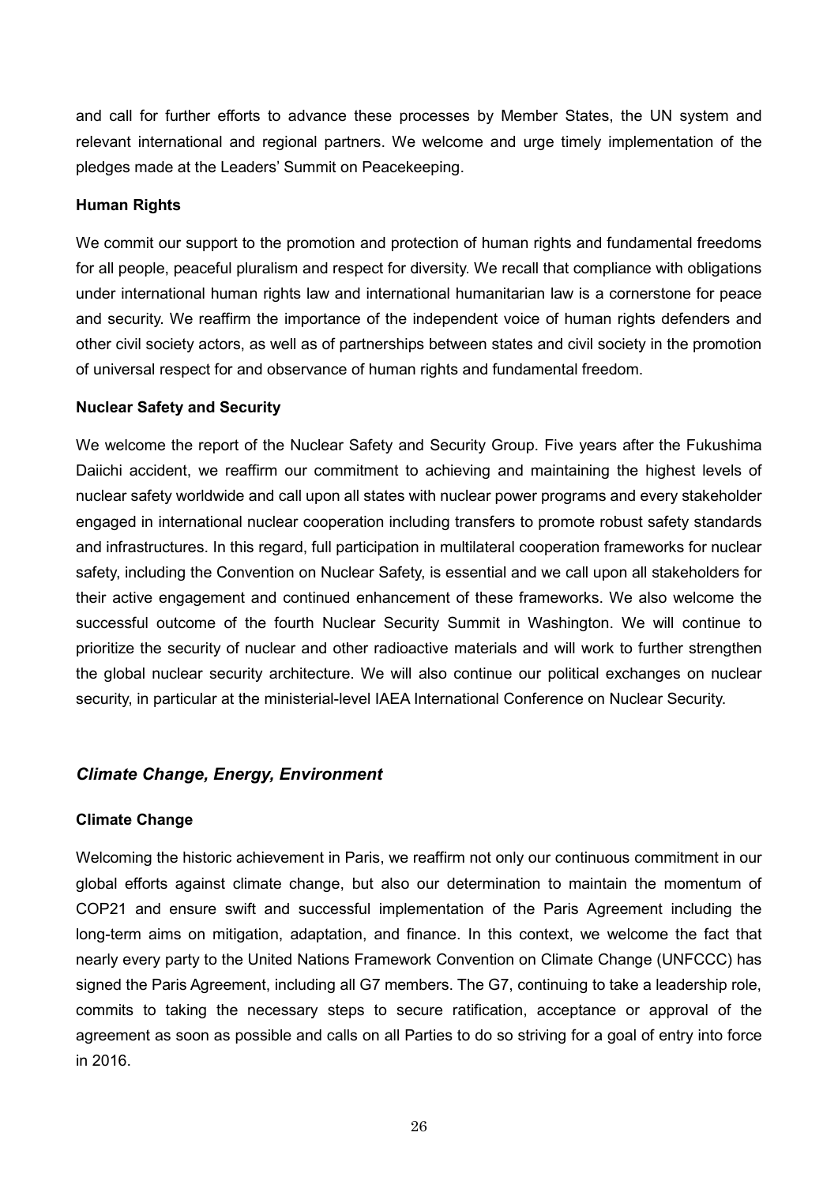and call for further efforts to advance these processes by Member States, the UN system and relevant international and regional partners. We welcome and urge timely implementation of the pledges made at the Leaders' Summit on Peacekeeping.

**Human Rights**

We commit our support to the promotion and protection of human rights and fundamental freedoms for all people, peaceful pluralism and respect for diversity. We recall that compliance with obligations under international human rights law and international humanitarian law is a cornerstone for peace and security. We reaffirm the importance of the independent voice of human rights defenders and other civil society actors, as well as of partnerships between states and civil society in the promotion of universal respect for and observance of human rights and fundamental freedom.

**Nuclear Safety and Security**

We welcome the report of the Nuclear Safety and Security Group. Five years after the Fukushima Daiichi accident, we reaffirm our commitment to achieving and maintaining the highest levels of nuclear safety worldwide and call upon all states with nuclear power programs and every stakeholder engaged in international nuclear cooperation including transfers to promote robust safety standards and infrastructures. In this regard, full participation in multilateral cooperation frameworks for nuclear safety, including the Convention on Nuclear Safety, is essential and we call upon all stakeholders for their active engagement and continued enhancement of these frameworks. We also welcome the successful outcome of the fourth Nuclear Security Summit in Washington. We will continue to prioritize the security of nuclear and other radioactive materials and will work to further strengthen the global nuclear security architecture. We will also continue our political exchanges on nuclear security, in particular at the ministerial-level IAEA International Conference on Nuclear Security.

## *Climate Change, Energy, Environment*

**Climate Change**

Welcoming the historic achievement in Paris, we reaffirm not only our continuous commitment in our global efforts against climate change, but also our determination to maintain the momentum of COP21 and ensure swift and successful implementation of the Paris Agreement including the long-term aims on mitigation, adaptation, and finance. In this context, we welcome the fact that nearly every party to the United Nations Framework Convention on Climate Change (UNFCCC) has signed the Paris Agreement, including all G7 members. The G7, continuing to take a leadership role, commits to taking the necessary steps to secure ratification, acceptance or approval of the agreement as soon as possible and calls on all Parties to do so striving for a goal of entry into force in 2016.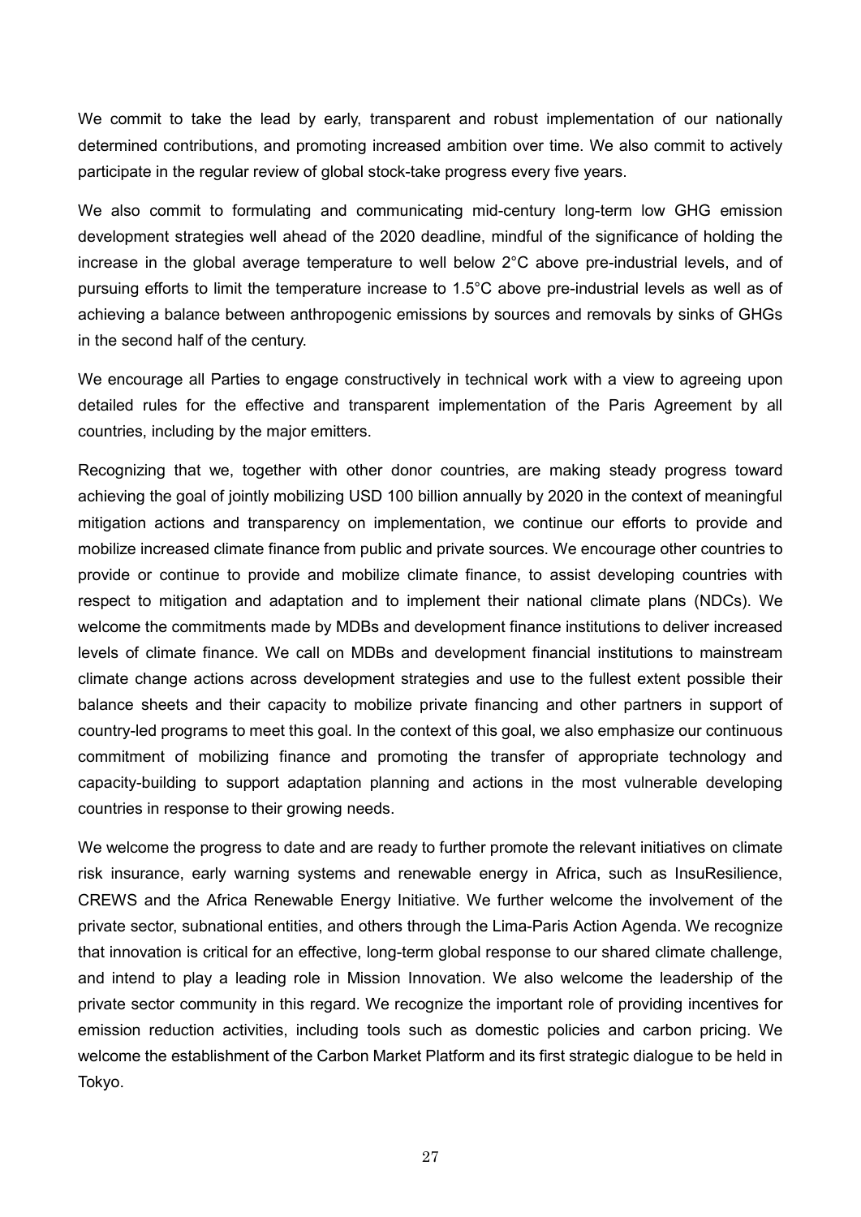We commit to take the lead by early, transparent and robust implementation of our nationally determined contributions, and promoting increased ambition over time. We also commit to actively participate in the regular review of global stock-take progress every five years.

We also commit to formulating and communicating mid-century long-term low GHG emission development strategies well ahead of the 2020 deadline, mindful of the significance of holding the increase in the global average temperature to well below 2°C above pre-industrial levels, and of pursuing efforts to limit the temperature increase to 1.5°C above pre-industrial levels as well as of achieving a balance between anthropogenic emissions by sources and removals by sinks of GHGs in the second half of the century.

We encourage all Parties to engage constructively in technical work with a view to agreeing upon detailed rules for the effective and transparent implementation of the Paris Agreement by all countries, including by the major emitters.

Recognizing that we, together with other donor countries, are making steady progress toward achieving the goal of jointly mobilizing USD 100 billion annually by 2020 in the context of meaningful mitigation actions and transparency on implementation, we continue our efforts to provide and mobilize increased climate finance from public and private sources. We encourage other countries to provide or continue to provide and mobilize climate finance, to assist developing countries with respect to mitigation and adaptation and to implement their national climate plans (NDCs). We welcome the commitments made by MDBs and development finance institutions to deliver increased levels of climate finance. We call on MDBs and development financial institutions to mainstream climate change actions across development strategies and use to the fullest extent possible their balance sheets and their capacity to mobilize private financing and other partners in support of country-led programs to meet this goal. In the context of this goal, we also emphasize our continuous commitment of mobilizing finance and promoting the transfer of appropriate technology and capacity-building to support adaptation planning and actions in the most vulnerable developing countries in response to their growing needs.

We welcome the progress to date and are ready to further promote the relevant initiatives on climate risk insurance, early warning systems and renewable energy in Africa, such as InsuResilience, CREWS and the Africa Renewable Energy Initiative. We further welcome the involvement of the private sector, subnational entities, and others through the Lima-Paris Action Agenda. We recognize that innovation is critical for an effective, long-term global response to our shared climate challenge, and intend to play a leading role in Mission Innovation. We also welcome the leadership of the private sector community in this regard. We recognize the important role of providing incentives for emission reduction activities, including tools such as domestic policies and carbon pricing. We welcome the establishment of the Carbon Market Platform and its first strategic dialogue to be held in Tokyo.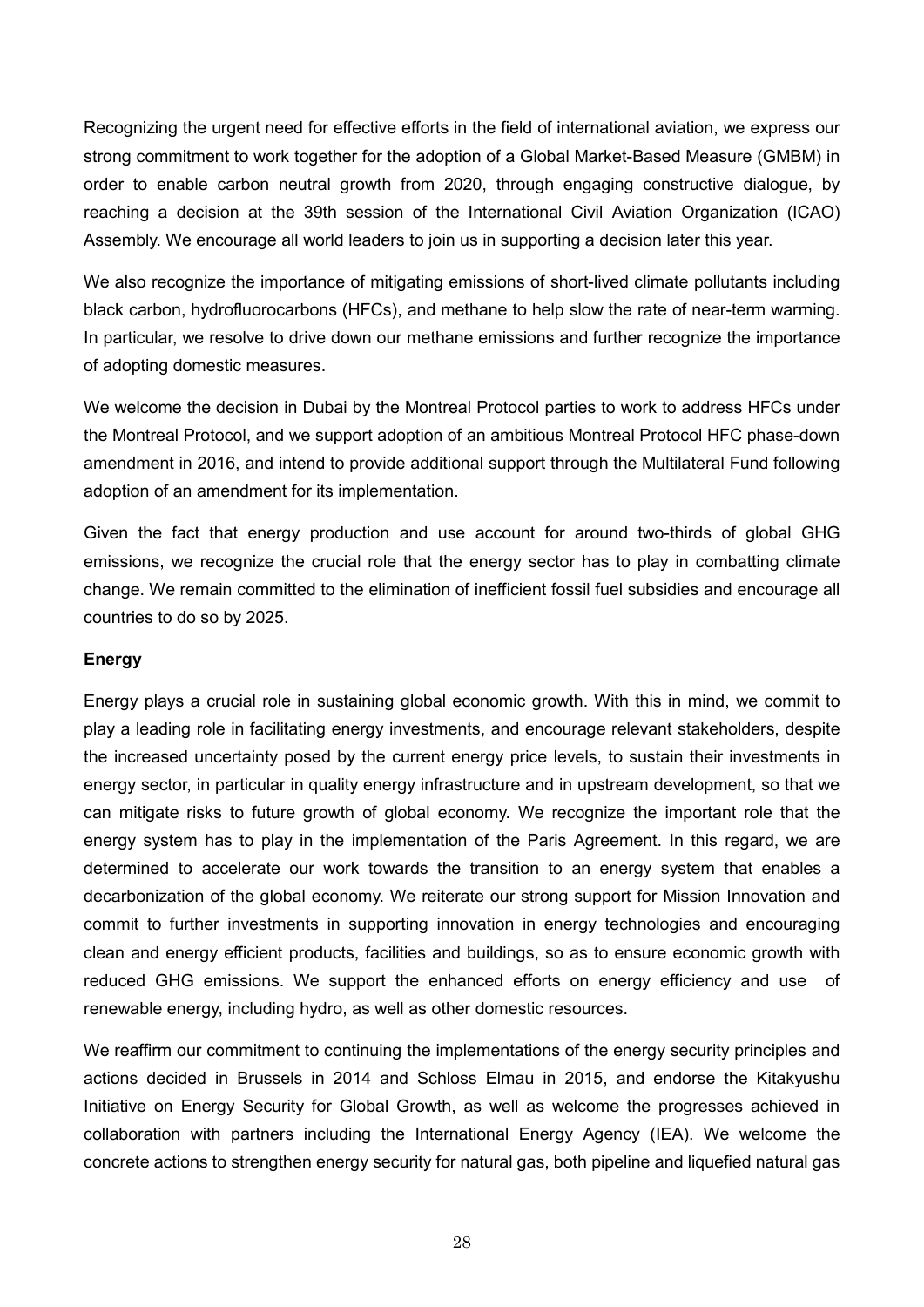Recognizing the urgent need for effective efforts in the field of international aviation, we express our strong commitment to work together for the adoption of a Global Market-Based Measure (GMBM) in order to enable carbon neutral growth from 2020, through engaging constructive dialogue, by reaching a decision at the 39th session of the International Civil Aviation Organization (ICAO) Assembly. We encourage all world leaders to join us in supporting a decision later this year.

We also recognize the importance of mitigating emissions of short-lived climate pollutants including black carbon, hydrofluorocarbons (HFCs), and methane to help slow the rate of near-term warming. In particular, we resolve to drive down our methane emissions and further recognize the importance of adopting domestic measures.

We welcome the decision in Dubai by the Montreal Protocol parties to work to address HFCs under the Montreal Protocol, and we support adoption of an ambitious Montreal Protocol HFC phase-down amendment in 2016, and intend to provide additional support through the Multilateral Fund following adoption of an amendment for its implementation.

Given the fact that energy production and use account for around two-thirds of global GHG emissions, we recognize the crucial role that the energy sector has to play in combatting climate change. We remain committed to the elimination of inefficient fossil fuel subsidies and encourage all countries to do so by 2025.

**Energy**

Energy plays a crucial role in sustaining global economic growth. With this in mind, we commit to play a leading role in facilitating energy investments, and encourage relevant stakeholders, despite the increased uncertainty posed by the current energy price levels, to sustain their investments in energy sector, in particular in quality energy infrastructure and in upstream development, so that we can mitigate risks to future growth of global economy. We recognize the important role that the energy system has to play in the implementation of the Paris Agreement. In this regard, we are determined to accelerate our work towards the transition to an energy system that enables a decarbonization of the global economy. We reiterate our strong support for Mission Innovation and commit to further investments in supporting innovation in energy technologies and encouraging clean and energy efficient products, facilities and buildings, so as to ensure economic growth with reduced GHG emissions. We support the enhanced efforts on energy efficiency and use of renewable energy, including hydro, as well as other domestic resources.

We reaffirm our commitment to continuing the implementations of the energy security principles and actions decided in Brussels in 2014 and Schloss Elmau in 2015, and endorse the Kitakyushu Initiative on Energy Security for Global Growth, as well as welcome the progresses achieved in collaboration with partners including the International Energy Agency (IEA). We welcome the concrete actions to strengthen energy security for natural gas, both pipeline and liquefied natural gas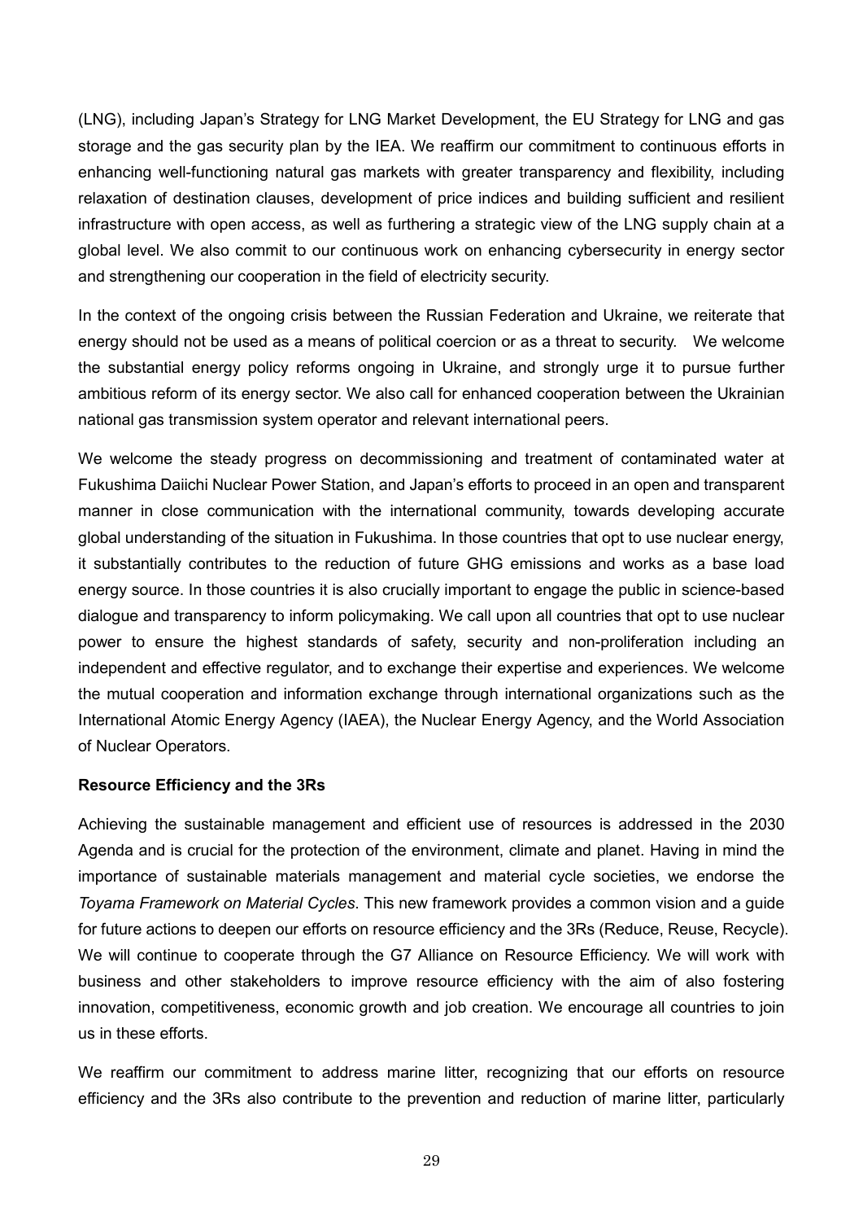(LNG), including Japan's Strategy for LNG Market Development, the EU Strategy for LNG and gas storage and the gas security plan by the IEA. We reaffirm our commitment to continuous efforts in enhancing well-functioning natural gas markets with greater transparency and flexibility, including relaxation of destination clauses, development of price indices and building sufficient and resilient infrastructure with open access, as well as furthering a strategic view of the LNG supply chain at a global level. We also commit to our continuous work on enhancing cybersecurity in energy sector and strengthening our cooperation in the field of electricity security.

In the context of the ongoing crisis between the Russian Federation and Ukraine, we reiterate that energy should not be used as a means of political coercion or as a threat to security. We welcome the substantial energy policy reforms ongoing in Ukraine, and strongly urge it to pursue further ambitious reform of its energy sector. We also call for enhanced cooperation between the Ukrainian national gas transmission system operator and relevant international peers.

We welcome the steady progress on decommissioning and treatment of contaminated water at Fukushima Daiichi Nuclear Power Station, and Japan's efforts to proceed in an open and transparent manner in close communication with the international community, towards developing accurate global understanding of the situation in Fukushima. In those countries that opt to use nuclear energy, it substantially contributes to the reduction of future GHG emissions and works as a base load energy source. In those countries it is also crucially important to engage the public in science-based dialogue and transparency to inform policymaking. We call upon all countries that opt to use nuclear power to ensure the highest standards of safety, security and non-proliferation including an independent and effective regulator, and to exchange their expertise and experiences. We welcome the mutual cooperation and information exchange through international organizations such as the International Atomic Energy Agency (IAEA), the Nuclear Energy Agency, and the World Association of Nuclear Operators.

**Resource Efficiency and the 3Rs**

Achieving the sustainable management and efficient use of resources is addressed in the 2030 Agenda and is crucial for the protection of the environment, climate and planet. Having in mind the importance of sustainable materials management and material cycle societies, we endorse the *Toyama Framework on Material Cycles*. This new framework provides a common vision and a guide for future actions to deepen our efforts on resource efficiency and the 3Rs (Reduce, Reuse, Recycle). We will continue to cooperate through the G7 Alliance on Resource Efficiency. We will work with business and other stakeholders to improve resource efficiency with the aim of also fostering innovation, competitiveness, economic growth and job creation. We encourage all countries to join us in these efforts.

We reaffirm our commitment to address marine litter, recognizing that our efforts on resource efficiency and the 3Rs also contribute to the prevention and reduction of marine litter, particularly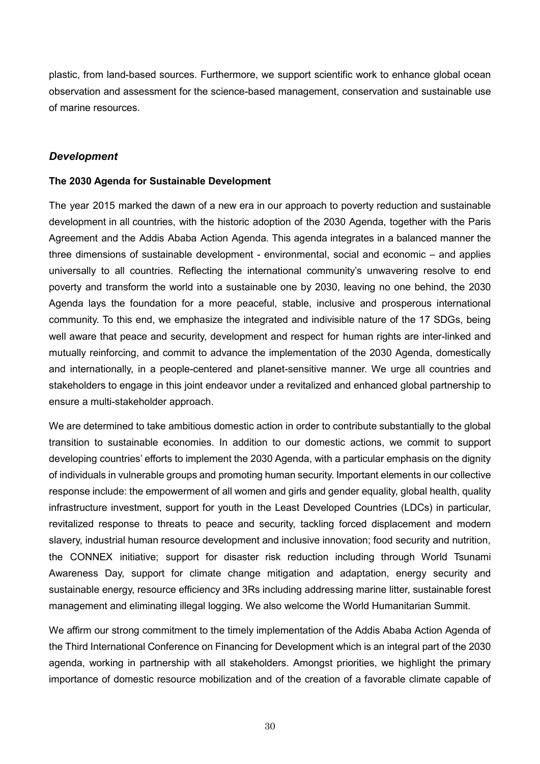plastic, from land-based sources. Furthermore, we support scientific work to enhance global ocean observation and assessment for the science-based management, conservation and sustainable use of marine resources.

## *Development*

### The 2030 Agenda for Sustainable Development

The year 2015 marked the dawn of a new era in our approach to poverty reduction and sustainable development in all countries, with the historic adoption of the 2030 Agenda, together with the Paris Agreement and the Addis Ababa Action Agenda. This agenda integrates in a balanced manner the three dimensions of sustainable development - environmental, social and economic – and applies universally to all countries. Reflecting the international community's unwavering resolve to end poverty and transform the world into a sustainable one by 2030, leaving no one behind, the 2030 Agenda lays the foundation for a more peaceful, stable, inclusive and prosperous international community. To this end, we emphasize the integrated and indivisible nature of the 17 SDGs, being well aware that peace and security, development and respect for human rights are inter-linked and mutually reinforcing, and commit to advance the implementation of the 2030 Agenda, domestically and internationally, in a people-centered and planet-sensitive manner. We urge all countries and stakeholders to engage in this joint endeavor under a revitalized and enhanced global partnership to ensure a multi-stakeholder approach.

We are determined to take ambitious domestic action in order to contribute substantially to the global transition to sustainable economies. In addition to our domestic actions, we commit to support developing countries' efforts to implement the 2030 Agenda, with a particular emphasis on the dignity of individuals in vulnerable groups and promoting human security. Important elements in our collective response include: the empowerment of all women and girls and gender equality, global health, quality infrastructure investment, support for youth in the Least Developed Countries (LDCs) in particular, revitalized response to threats to peace and security, tackling forced displacement and modern slavery, industrial human resource development and inclusive innovation; food security and nutrition, the CONNEX initiative; support for disaster risk reduction including through World Tsunami Awareness Day, support for climate change mitigation and adaptation, energy security and sustainable energy, resource efficiency and 3Rs including addressing marine litter, sustainable forest management and eliminating illegal logging. We also welcome the World Humanitarian Summit.

We affirm our strong commitment to the timely implementation of the Addis Ababa Action Agenda of the Third International Conference on Financing for Development which is an integral part of the 2030 agenda, working in partnership with all stakeholders. Amongst priorities, we highlight the primary importance of domestic resource mobilization and of the creation of a favorable climate capable of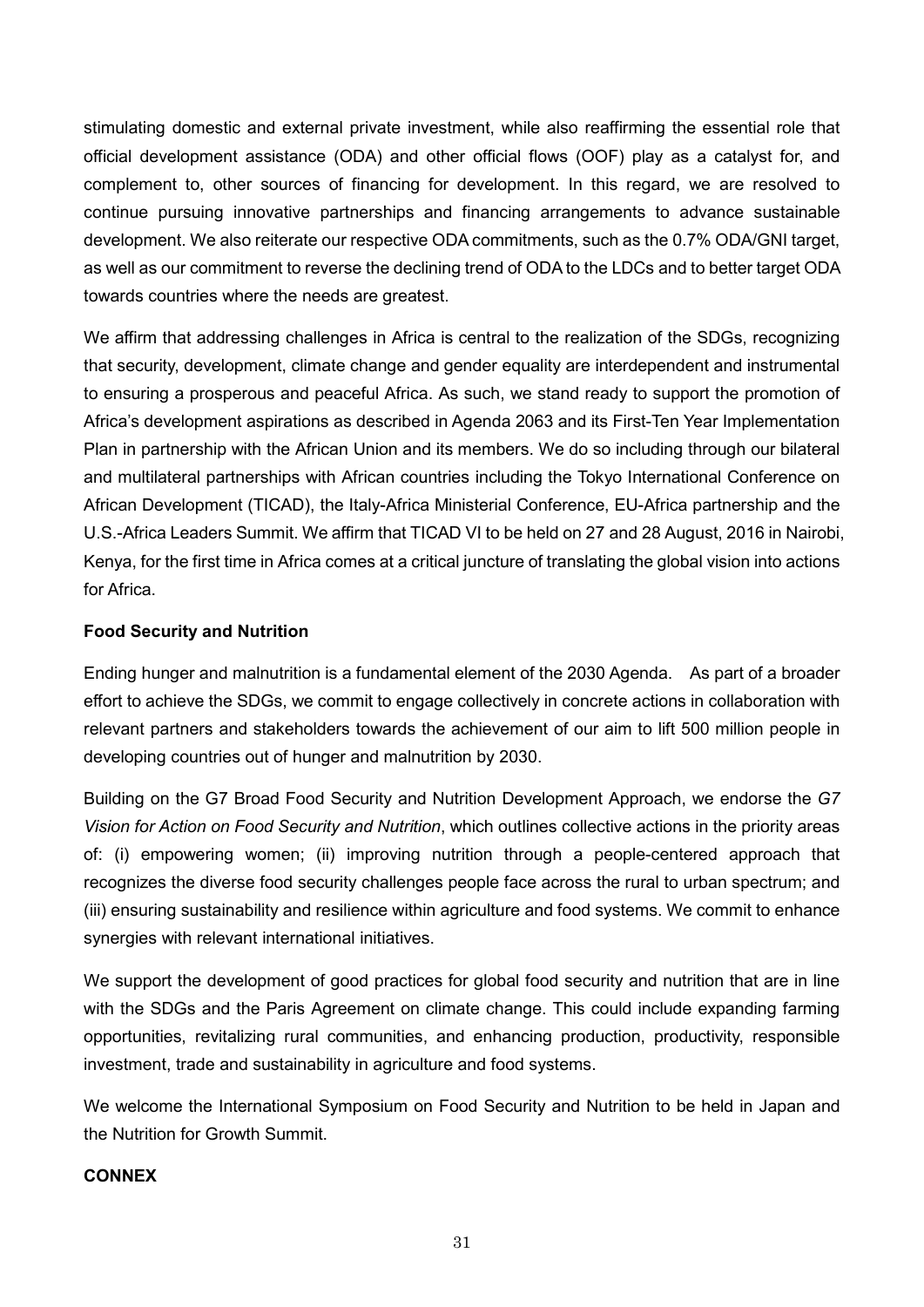stimulating domestic and external private investment, while also reaffirming the essential role that official development assistance (ODA) and other official flows (OOF) play as a catalyst for, and complement to, other sources of financing for development. In this regard, we are resolved to continue pursuing innovative partnerships and financing arrangements to advance sustainable development. We also reiterate our respective ODA commitments, such as the 0.7% ODA/GNI target, as well as our commitment to reverse the declining trend of ODA to the LDCs and to better target ODA towards countries where the needs are greatest.

We affirm that addressing challenges in Africa is central to the realization of the SDGs, recognizing that security, development, climate change and gender equality are interdependent and instrumental to ensuring a prosperous and peaceful Africa. As such, we stand ready to support the promotion of Africa's development aspirations as described in Agenda 2063 and its First-Ten Year Implementation Plan in partnership with the African Union and its members. We do so including through our bilateral and multilateral partnerships with African countries including the Tokyo International Conference on African Development (TICAD), the Italy-Africa Ministerial Conference, EU-Africa partnership and the U.S.-Africa Leaders Summit. We affirm that TICAD VI to be held on 27 and 28 August, 2016 in Nairobi, Kenya, for the first time in Africa comes at a critical juncture of translating the global vision into actions for Africa.

**Food Security and Nutrition**

Ending hunger and malnutrition is a fundamental element of the 2030 Agenda. As part of a broader effort to achieve the SDGs, we commit to engage collectively in concrete actions in collaboration with relevant partners and stakeholders towards the achievement of our aim to lift 500 million people in developing countries out of hunger and malnutrition by 2030.

Building on the G7 Broad Food Security and Nutrition Development Approach, we endorse the *G7 Vision for Action on Food Security and Nutrition*, which outlines collective actions in the priority areas of: (i) empowering women; (ii) improving nutrition through a people-centered approach that recognizes the diverse food security challenges people face across the rural to urban spectrum; and (iii) ensuring sustainability and resilience within agriculture and food systems. We commit to enhance synergies with relevant international initiatives.

We support the development of good practices for global food security and nutrition that are in line with the SDGs and the Paris Agreement on climate change. This could include expanding farming opportunities, revitalizing rural communities, and enhancing production, productivity, responsible investment, trade and sustainability in agriculture and food systems.

We welcome the International Symposium on Food Security and Nutrition to be held in Japan and the Nutrition for Growth Summit.

**CONNEX**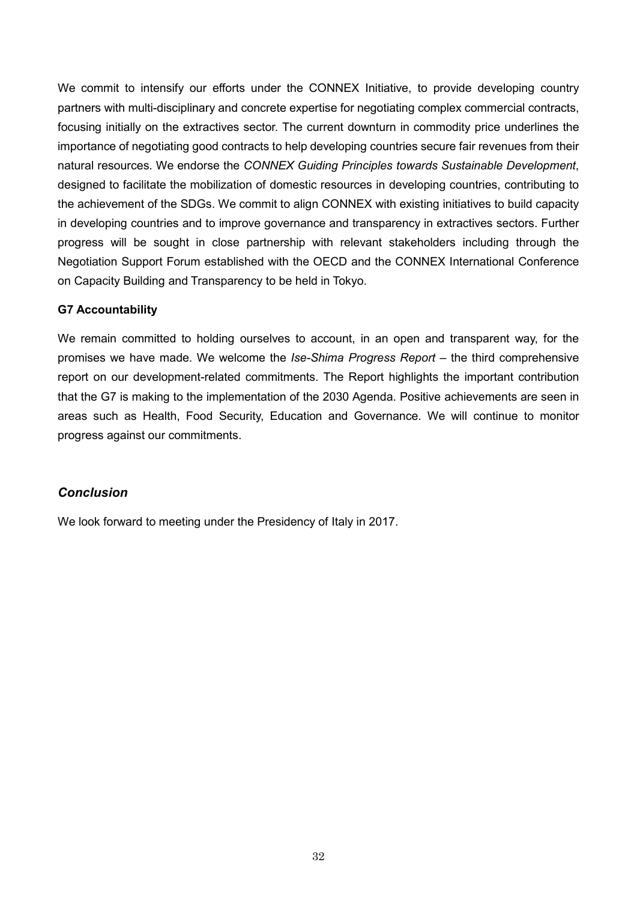We commit to intensify our efforts under the CONNEX Initiative, to provide developing country partners with multi-disciplinary and concrete expertise for negotiating complex commercial contracts, focusing initially on the extractives sector. The current downturn in commodity price underlines the importance of negotiating good contracts to help developing countries secure fair revenues from their natural resources. We endorse the *CONNEX Guiding Principles towards Sustainable Development*, designed to facilitate the mobilization of domestic resources in developing countries, contributing to the achievement of the SDGs. We commit to align CONNEX with existing initiatives to build capacity in developing countries and to improve governance and transparency in extractives sectors. Further progress will be sought in close partnership with relevant stakeholders including through the Negotiation Support Forum established with the OECD and the CONNEX International Conference on Capacity Building and Transparency to be held in Tokyo.

**G7 Accountability**

We remain committed to holding ourselves to account, in an open and transparent way, for the promises we have made. We welcome the *Ise-Shima Progress Report* – the third comprehensive report on our development-related commitments. The Report highlights the important contribution that the G7 is making to the implementation of the 2030 Agenda. Positive achievements are seen in areas such as Health, Food Security, Education and Governance. We will continue to monitor progress against our commitments.

## ***Conclusion***

We look forward to meeting under the Presidency of Italy in 2017.